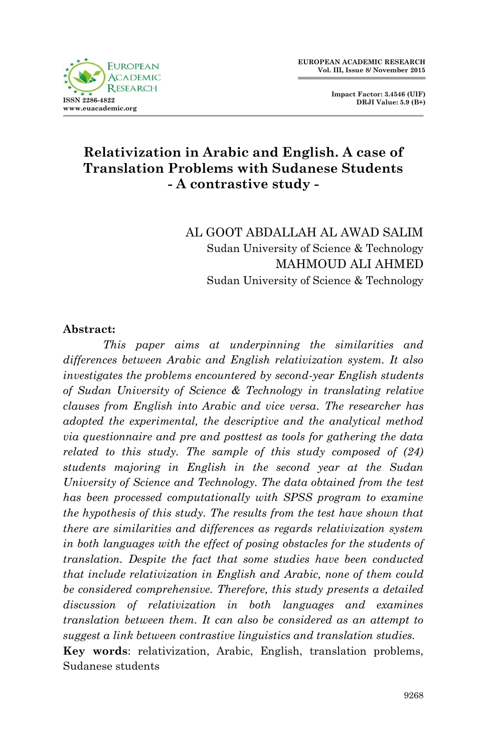# Relativization in Arabic and English. A case of Translation Problems with Sudanese Students - A contrastive study -

AL GOOT ABDALLAH AL AWAD SALIM
Sudan University of Science & Technology
MAHMOUD ALI AHMED
Sudan University of Science & Technology

**Abstract:**

*This paper aims at underpinning the similarities and differences between Arabic and English relativization system. It also investigates the problems encountered by second-year English students of Sudan University of Science & Technology in translating relative clauses from English into Arabic and vice versa. The researcher has adopted the experimental, the descriptive and the analytical method via questionnaire and pre and posttest as tools for gathering the data related to this study. The sample of this study composed of (24) students majoring in English in the second year at the Sudan University of Science and Technology. The data obtained from the test has been processed computationally with SPSS program to examine the hypothesis of this study. The results from the test have shown that there are similarities and differences as regards relativization system in both languages with the effect of posing obstacles for the students of translation. Despite the fact that some studies have been conducted that include relativization in English and Arabic, none of them could be considered comprehensive. Therefore, this study presents a detailed discussion of relativization in both languages and examines translation between them. It can also be considered as an attempt to suggest a link between contrastive linguistics and translation studies.*

**Key words**: relativization, Arabic, English, translation problems, Sudanese students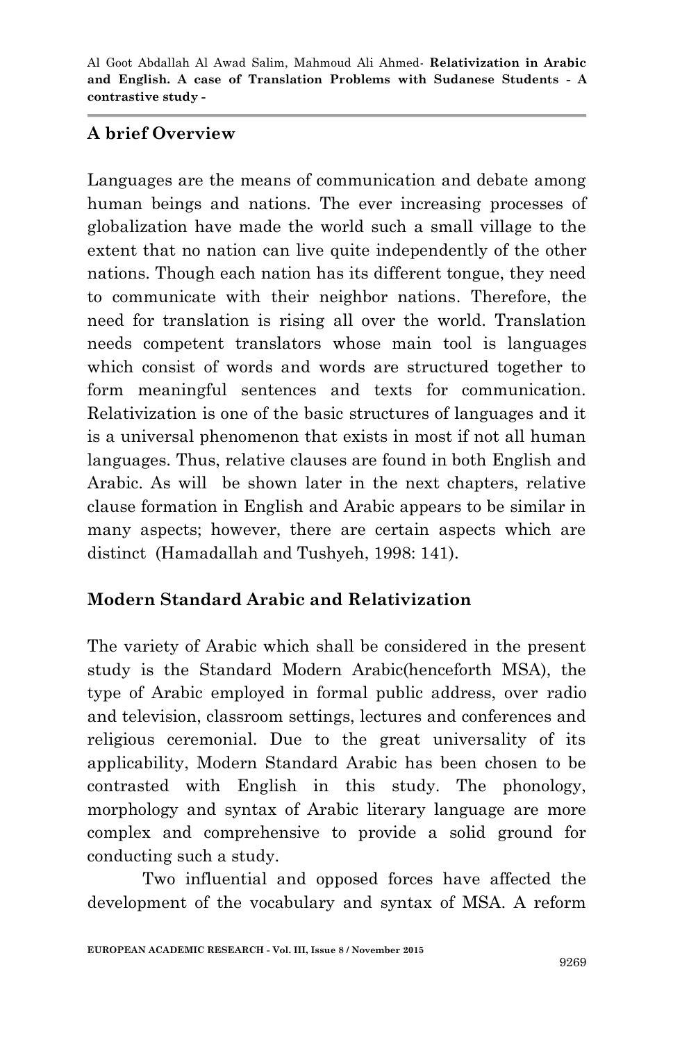## A brief Overview

Languages are the means of communication and debate among human beings and nations. The ever increasing processes of globalization have made the world such a small village to the extent that no nation can live quite independently of the other nations. Though each nation has its different tongue, they need to communicate with their neighbor nations. Therefore, the need for translation is rising all over the world. Translation needs competent translators whose main tool is languages which consist of words and words are structured together to form meaningful sentences and texts for communication. Relativization is one of the basic structures of languages and it is a universal phenomenon that exists in most if not all human languages. Thus, relative clauses are found in both English and Arabic. As will be shown later in the next chapters, relative clause formation in English and Arabic appears to be similar in many aspects; however, there are certain aspects which are distinct (Hamadallah and Tushyeh, 1998: 141).

## Modern Standard Arabic and Relativization

The variety of Arabic which shall be considered in the present study is the Standard Modern Arabic(henceforth MSA), the type of Arabic employed in formal public address, over radio and television, classroom settings, lectures and conferences and religious ceremonial. Due to the great universality of its applicability, Modern Standard Arabic has been chosen to be contrasted with English in this study. The phonology, morphology and syntax of Arabic literary language are more complex and comprehensive to provide a solid ground for conducting such a study.

Two influential and opposed forces have affected the development of the vocabulary and syntax of MSA. A reform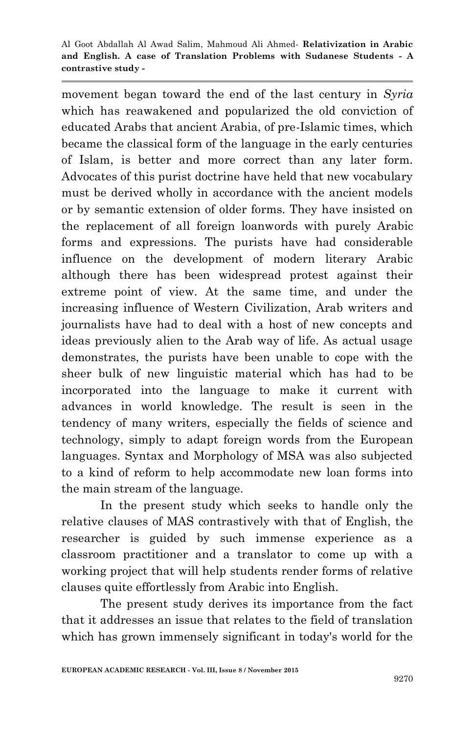movement began toward the end of the last century in *Syria* which has reawakened and popularized the old conviction of educated Arabs that ancient Arabia, of pre-Islamic times, which became the classical form of the language in the early centuries of Islam, is better and more correct than any later form. Advocates of this purist doctrine have held that new vocabulary must be derived wholly in accordance with the ancient models or by semantic extension of older forms. They have insisted on the replacement of all foreign loanwords with purely Arabic forms and expressions. The purists have had considerable influence on the development of modern literary Arabic although there has been widespread protest against their extreme point of view. At the same time, and under the increasing influence of Western Civilization, Arab writers and journalists have had to deal with a host of new concepts and ideas previously alien to the Arab way of life. As actual usage demonstrates, the purists have been unable to cope with the sheer bulk of new linguistic material which has had to be incorporated into the language to make it current with advances in world knowledge. The result is seen in the tendency of many writers, especially the fields of science and technology, simply to adapt foreign words from the European languages. Syntax and Morphology of MSA was also subjected to a kind of reform to help accommodate new loan forms into the main stream of the language.

In the present study which seeks to handle only the relative clauses of MAS contrastively with that of English, the researcher is guided by such immense experience as a classroom practitioner and a translator to come up with a working project that will help students render forms of relative clauses quite effortlessly from Arabic into English.

The present study derives its importance from the fact that it addresses an issue that relates to the field of translation which has grown immensely significant in today's world for the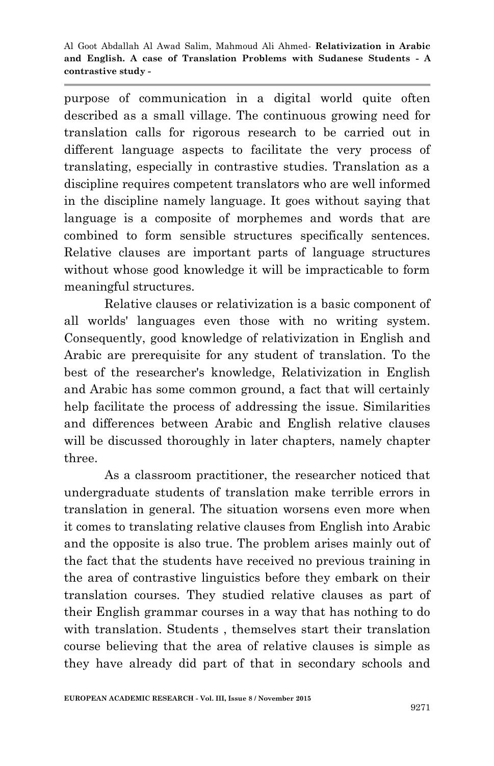purpose of communication in a digital world quite often described as a small village. The continuous growing need for translation calls for rigorous research to be carried out in different language aspects to facilitate the very process of translating, especially in contrastive studies. Translation as a discipline requires competent translators who are well informed in the discipline namely language. It goes without saying that language is a composite of morphemes and words that are combined to form sensible structures specifically sentences. Relative clauses are important parts of language structures without whose good knowledge it will be impracticable to form meaningful structures.

Relative clauses or relativization is a basic component of all worlds' languages even those with no writing system. Consequently, good knowledge of relativization in English and Arabic are prerequisite for any student of translation. To the best of the researcher's knowledge, Relativization in English and Arabic has some common ground, a fact that will certainly help facilitate the process of addressing the issue. Similarities and differences between Arabic and English relative clauses will be discussed thoroughly in later chapters, namely chapter three.

As a classroom practitioner, the researcher noticed that undergraduate students of translation make terrible errors in translation in general. The situation worsens even more when it comes to translating relative clauses from English into Arabic and the opposite is also true. The problem arises mainly out of the fact that the students have received no previous training in the area of contrastive linguistics before they embark on their translation courses. They studied relative clauses as part of their English grammar courses in a way that has nothing to do with translation. Students , themselves start their translation course believing that the area of relative clauses is simple as they have already did part of that in secondary schools and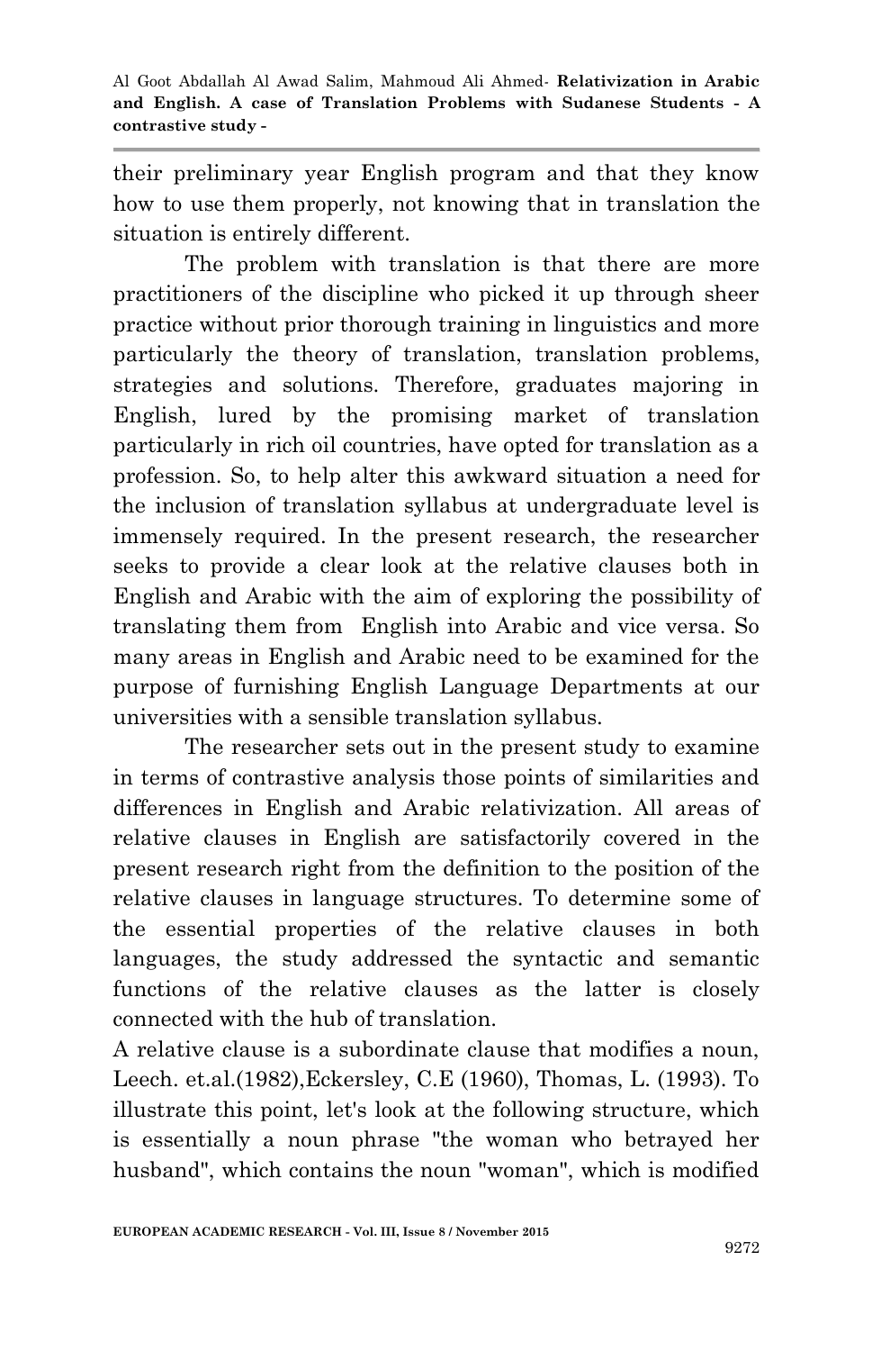their preliminary year English program and that they know how to use them properly, not knowing that in translation the situation is entirely different.

The problem with translation is that there are more practitioners of the discipline who picked it up through sheer practice without prior thorough training in linguistics and more particularly the theory of translation, translation problems, strategies and solutions. Therefore, graduates majoring in English, lured by the promising market of translation particularly in rich oil countries, have opted for translation as a profession. So, to help alter this awkward situation a need for the inclusion of translation syllabus at undergraduate level is immensely required. In the present research, the researcher seeks to provide a clear look at the relative clauses both in English and Arabic with the aim of exploring the possibility of translating them from English into Arabic and vice versa. So many areas in English and Arabic need to be examined for the purpose of furnishing English Language Departments at our universities with a sensible translation syllabus.

The researcher sets out in the present study to examine in terms of contrastive analysis those points of similarities and differences in English and Arabic relativization. All areas of relative clauses in English are satisfactorily covered in the present research right from the definition to the position of the relative clauses in language structures. To determine some of the essential properties of the relative clauses in both languages, the study addressed the syntactic and semantic functions of the relative clauses as the latter is closely connected with the hub of translation.

A relative clause is a subordinate clause that modifies a noun, Leech. et.al.(1982),Eckersley, C.E (1960), Thomas, L. (1993). To illustrate this point, let's look at the following structure, which is essentially a noun phrase "the woman who betrayed her husband", which contains the noun "woman", which is modified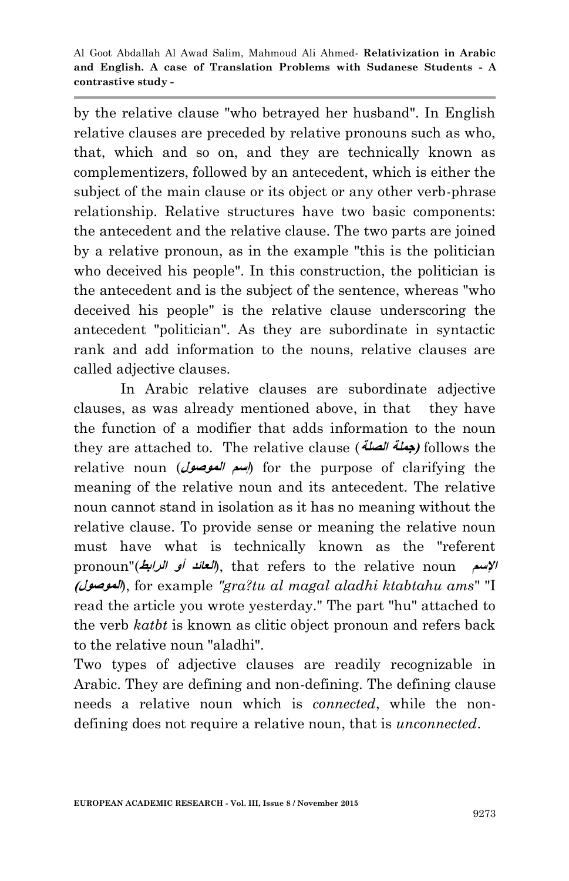by the relative clause "who betrayed her husband". In English relative clauses are preceded by relative pronouns such as who, that, which and so on, and they are technically known as complementizers, followed by an antecedent, which is either the subject of the main clause or its object or any other verb-phrase relationship. Relative structures have two basic components: the antecedent and the relative clause. The two parts are joined by a relative pronoun, as in the example "this is the politician who deceived his people". In this construction, the politician is the antecedent and is the subject of the sentence, whereas "who deceived his people" is the relative clause underscoring the antecedent "politician". As they are subordinate in syntactic rank and add information to the nouns, relative clauses are called adjective clauses.

In Arabic relative clauses are subordinate adjective clauses, as was already mentioned above, in that they have the function of a modifier that adds information to the noun they are attached to. The relative clause (***جملة الصلة***) follows the relative noun (***إسم الموصول***) for the purpose of clarifying the meaning of the relative noun and its antecedent. The relative noun cannot stand in isolation as it has no meaning without the relative clause. To provide sense or meaning the relative noun must have what is technically known as the "referent pronoun"(***العائد أو الرابط***), that refers to the relative noun ***الإسم الموصول***), for example *"gra?tu al magal aladhi ktabtahu ams*" "I read the article you wrote yesterday." The part "hu" attached to the verb *katbt* is known as clitic object pronoun and refers back to the relative noun "aladhi".

Two types of adjective clauses are readily recognizable in Arabic. They are defining and non-defining. The defining clause needs a relative noun which is *connected*, while the non-defining does not require a relative noun, that is *unconnected*.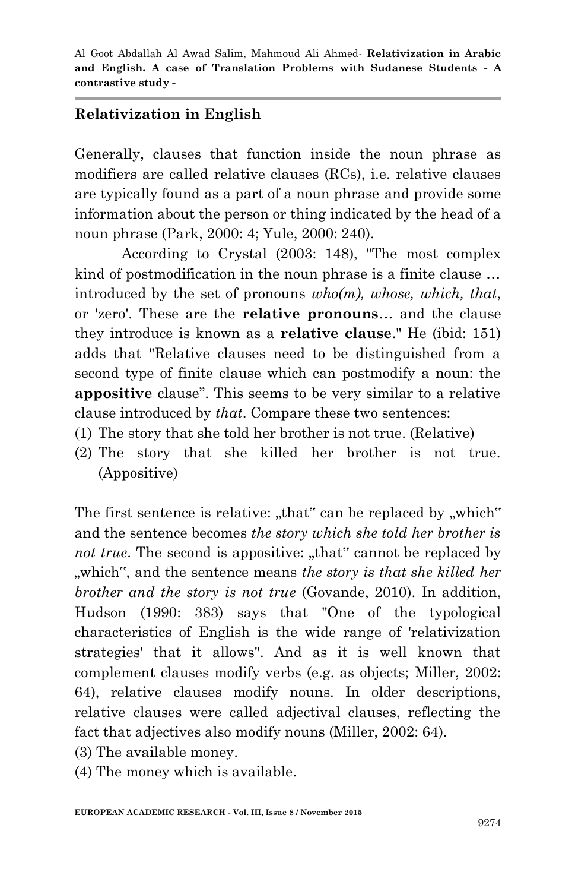## Relativization in English

Generally, clauses that function inside the noun phrase as modifiers are called relative clauses (RCs), i.e. relative clauses are typically found as a part of a noun phrase and provide some information about the person or thing indicated by the head of a noun phrase (Park, 2000: 4; Yule, 2000: 240).

According to Crystal (2003: 148), "The most complex kind of postmodification in the noun phrase is a finite clause … introduced by the set of pronouns *who(m), whose, which, that*, or 'zero'. These are the **relative pronouns**… and the clause they introduce is known as a **relative clause**." He (ibid: 151) adds that "Relative clauses need to be distinguished from a second type of finite clause which can postmodify a noun: the **appositive** clause". This seems to be very similar to a relative clause introduced by *that*. Compare these two sentences:

(1) The story that she told her brother is not true. (Relative)

(2) The story that she killed her brother is not true. (Appositive)

The first sentence is relative: „that‟ can be replaced by „which‟ and the sentence becomes *the story which she told her brother is not true*. The second is appositive: „that‟ cannot be replaced by „which‟, and the sentence means *the story is that she killed her brother and the story is not true* (Govande, 2010). In addition, Hudson (1990: 383) says that "One of the typological characteristics of English is the wide range of 'relativization strategies' that it allows". And as it is well known that complement clauses modify verbs (e.g. as objects; Miller, 2002: 64), relative clauses modify nouns. In older descriptions, relative clauses were called adjectival clauses, reflecting the fact that adjectives also modify nouns (Miller, 2002: 64).

(3) The available money.

(4) The money which is available.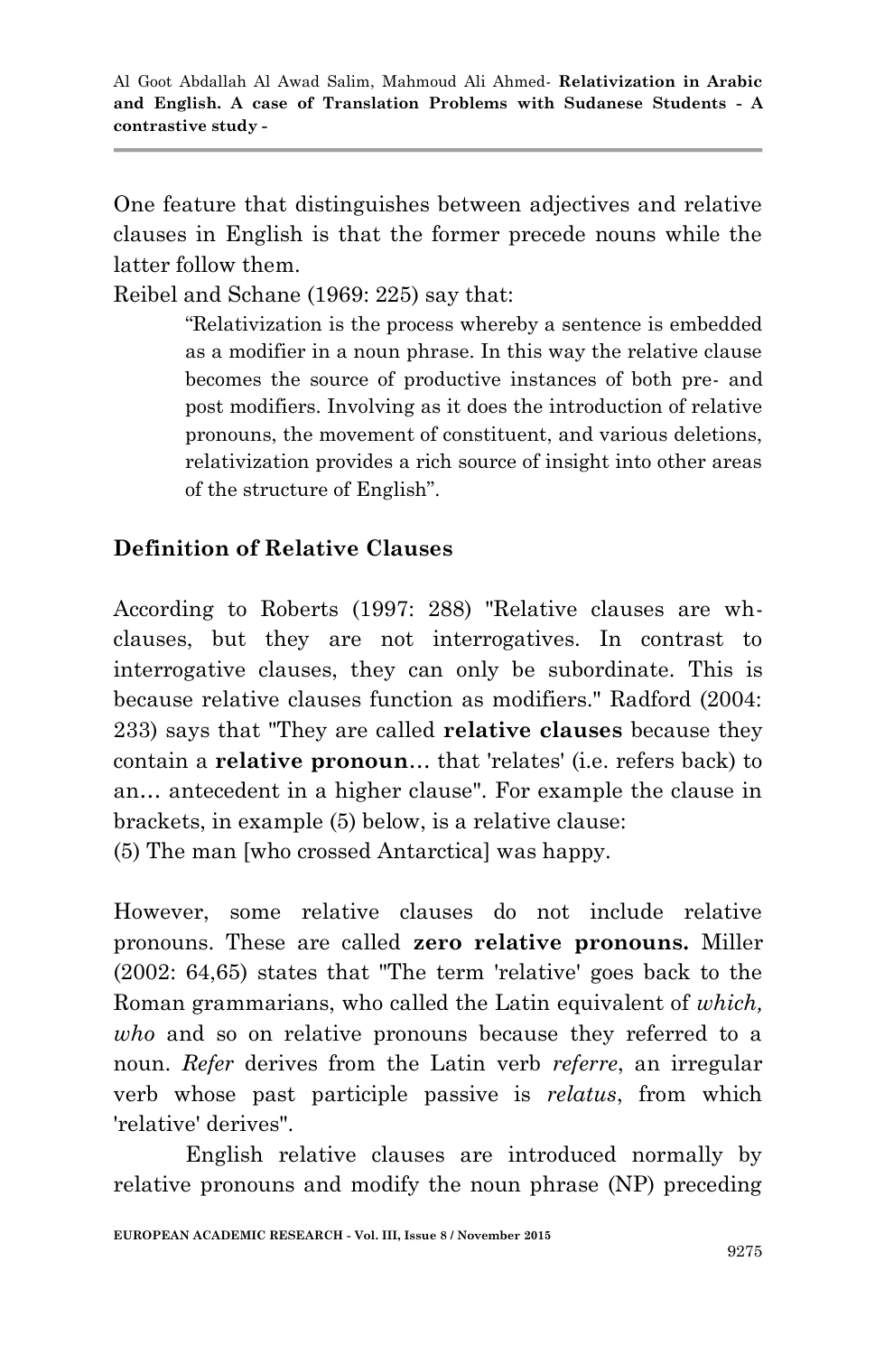One feature that distinguishes between adjectives and relative clauses in English is that the former precede nouns while the latter follow them.

Reibel and Schane (1969: 225) say that:

> "Relativization is the process whereby a sentence is embedded as a modifier in a noun phrase. In this way the relative clause becomes the source of productive instances of both pre- and post modifiers. Involving as it does the introduction of relative pronouns, the movement of constituent, and various deletions, relativization provides a rich source of insight into other areas of the structure of English".

## Definition of Relative Clauses

According to Roberts (1997: 288) "Relative clauses are wh-clauses, but they are not interrogatives. In contrast to interrogative clauses, they can only be subordinate. This is because relative clauses function as modifiers." Radford (2004: 233) says that "They are called **relative clauses** because they contain a **relative pronoun**… that 'relates' (i.e. refers back) to an… antecedent in a higher clause". For example the clause in brackets, in example (5) below, is a relative clause:

(5) The man [who crossed Antarctica] was happy.

However, some relative clauses do not include relative pronouns. These are called **zero relative pronouns.** Miller (2002: 64,65) states that "The term 'relative' goes back to the Roman grammarians, who called the Latin equivalent of *which, who* and so on relative pronouns because they referred to a noun. *Refer* derives from the Latin verb *referre*, an irregular verb whose past participle passive is *relatus*, from which 'relative' derives".

English relative clauses are introduced normally by relative pronouns and modify the noun phrase (NP) preceding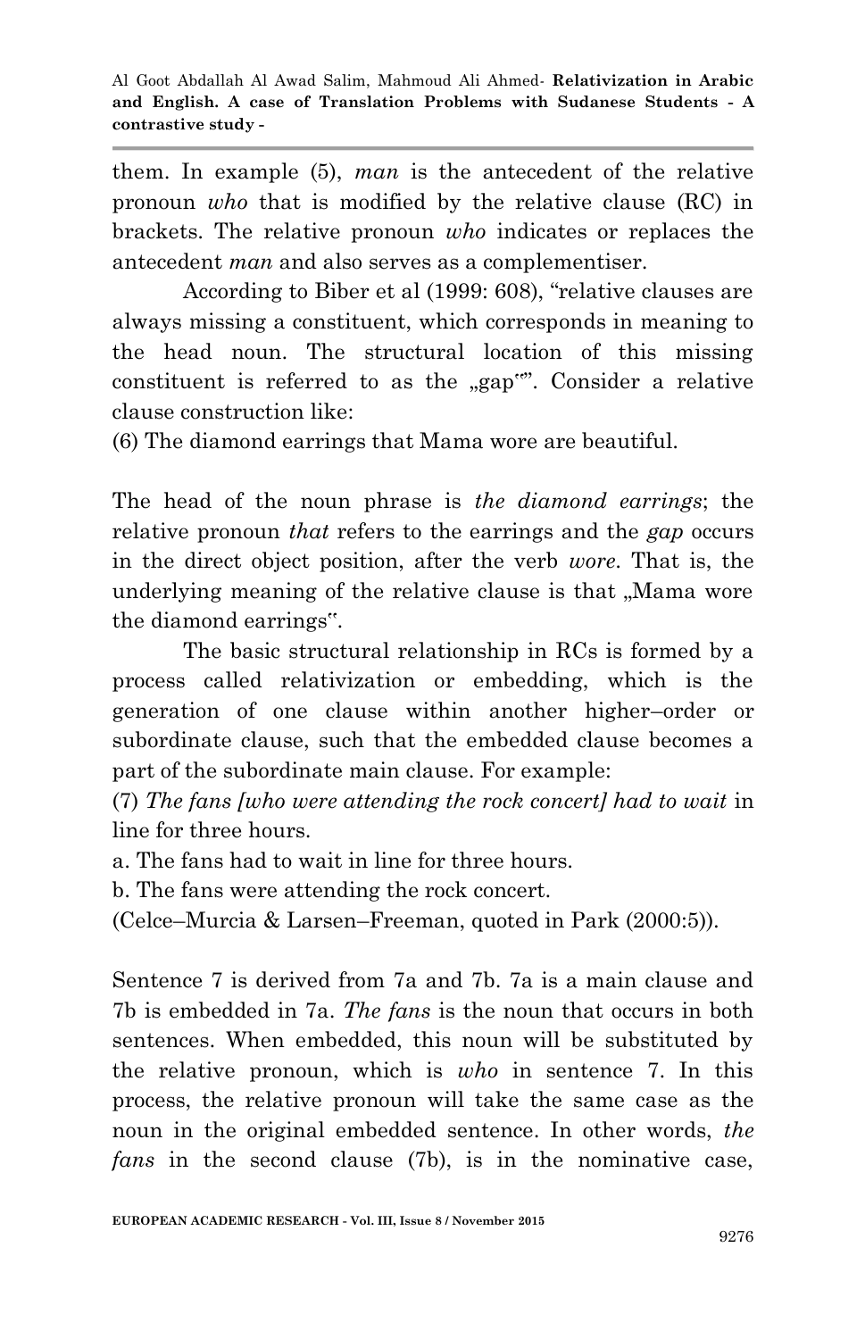them. In example (5), *man* is the antecedent of the relative pronoun *who* that is modified by the relative clause (RC) in brackets. The relative pronoun *who* indicates or replaces the antecedent *man* and also serves as a complementiser.

According to Biber et al (1999: 608), "relative clauses are always missing a constituent, which corresponds in meaning to the head noun. The structural location of this missing constituent is referred to as the „gap"". Consider a relative clause construction like:

(6) The diamond earrings that Mama wore are beautiful.

The head of the noun phrase is *the diamond earrings*; the relative pronoun *that* refers to the earrings and the *gap* occurs in the direct object position, after the verb *wore*. That is, the underlying meaning of the relative clause is that „Mama wore the diamond earrings".

The basic structural relationship in RCs is formed by a process called relativization or embedding, which is the generation of one clause within another higher–order or subordinate clause, such that the embedded clause becomes a part of the subordinate main clause. For example:

(7) *The fans [who were attending the rock concert] had to wait* in line for three hours.

a. The fans had to wait in line for three hours.

b. The fans were attending the rock concert.

(Celce–Murcia & Larsen–Freeman, quoted in Park (2000:5)).

Sentence 7 is derived from 7a and 7b. 7a is a main clause and 7b is embedded in 7a. *The fans* is the noun that occurs in both sentences. When embedded, this noun will be substituted by the relative pronoun, which is *who* in sentence 7. In this process, the relative pronoun will take the same case as the noun in the original embedded sentence. In other words, *the fans* in the second clause (7b), is in the nominative case,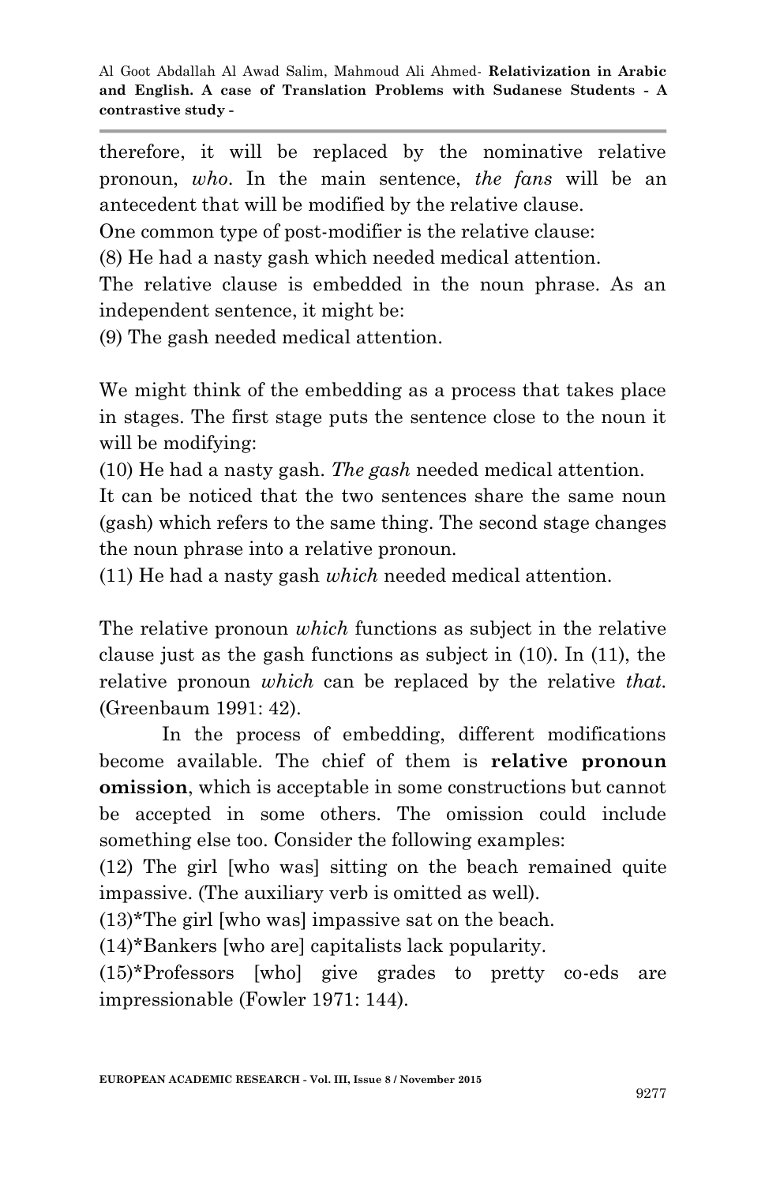therefore, it will be replaced by the nominative relative pronoun, *who*. In the main sentence, *the fans* will be an antecedent that will be modified by the relative clause.

One common type of post-modifier is the relative clause:

(8) He had a nasty gash which needed medical attention.

The relative clause is embedded in the noun phrase. As an independent sentence, it might be:

(9) The gash needed medical attention.

We might think of the embedding as a process that takes place in stages. The first stage puts the sentence close to the noun it will be modifying:

(10) He had a nasty gash. *The gash* needed medical attention.

It can be noticed that the two sentences share the same noun (gash) which refers to the same thing. The second stage changes the noun phrase into a relative pronoun.

(11) He had a nasty gash *which* needed medical attention.

The relative pronoun *which* functions as subject in the relative clause just as the gash functions as subject in (10). In (11), the relative pronoun *which* can be replaced by the relative *that*. (Greenbaum 1991: 42).

In the process of embedding, different modifications become available. The chief of them is **relative pronoun omission**, which is acceptable in some constructions but cannot be accepted in some others. The omission could include something else too. Consider the following examples:

(12) The girl [who was] sitting on the beach remained quite impassive. (The auxiliary verb is omitted as well).

(13)*The girl [who was] impassive sat on the beach.

(14)*Bankers [who are] capitalists lack popularity.

(15)*Professors [who] give grades to pretty co-eds are impressionable (Fowler 1971: 144).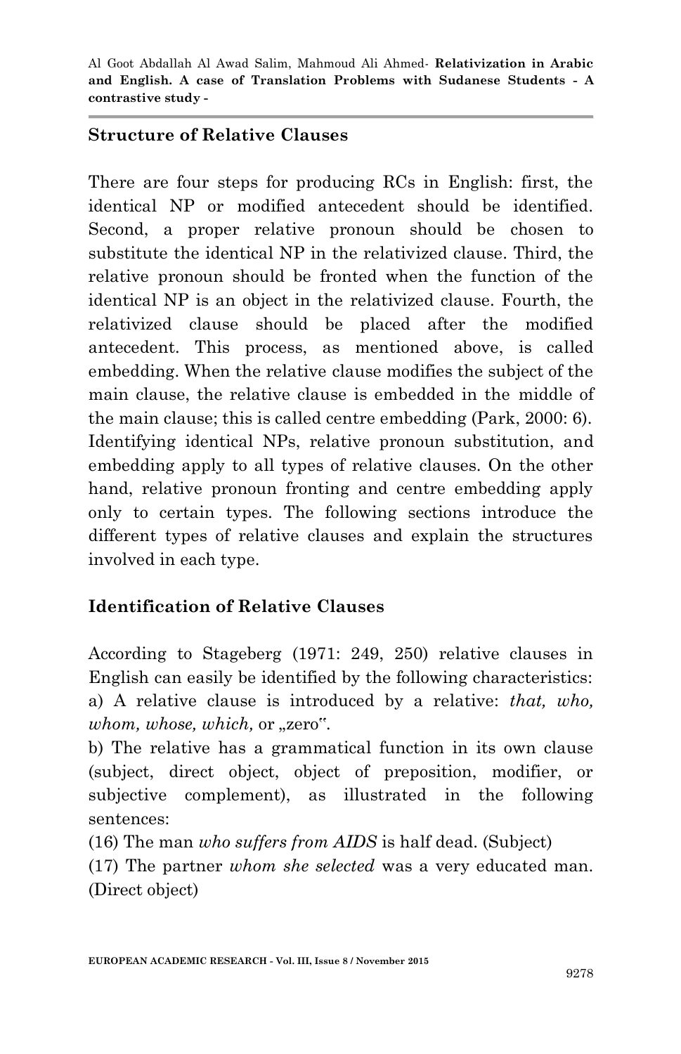## Structure of Relative Clauses

There are four steps for producing RCs in English: first, the identical NP or modified antecedent should be identified. Second, a proper relative pronoun should be chosen to substitute the identical NP in the relativized clause. Third, the relative pronoun should be fronted when the function of the identical NP is an object in the relativized clause. Fourth, the relativized clause should be placed after the modified antecedent. This process, as mentioned above, is called embedding. When the relative clause modifies the subject of the main clause, the relative clause is embedded in the middle of the main clause; this is called centre embedding (Park, 2000: 6). Identifying identical NPs, relative pronoun substitution, and embedding apply to all types of relative clauses. On the other hand, relative pronoun fronting and centre embedding apply only to certain types. The following sections introduce the different types of relative clauses and explain the structures involved in each type.

## Identification of Relative Clauses

According to Stageberg (1971: 249, 250) relative clauses in English can easily be identified by the following characteristics:

a) A relative clause is introduced by a relative: *that, who, whom, whose, which,* or „zero".

b) The relative has a grammatical function in its own clause (subject, direct object, object of preposition, modifier, or subjective complement), as illustrated in the following sentences:

(16) The man *who suffers from AIDS* is half dead. (Subject)

(17) The partner *whom she selected* was a very educated man. (Direct object)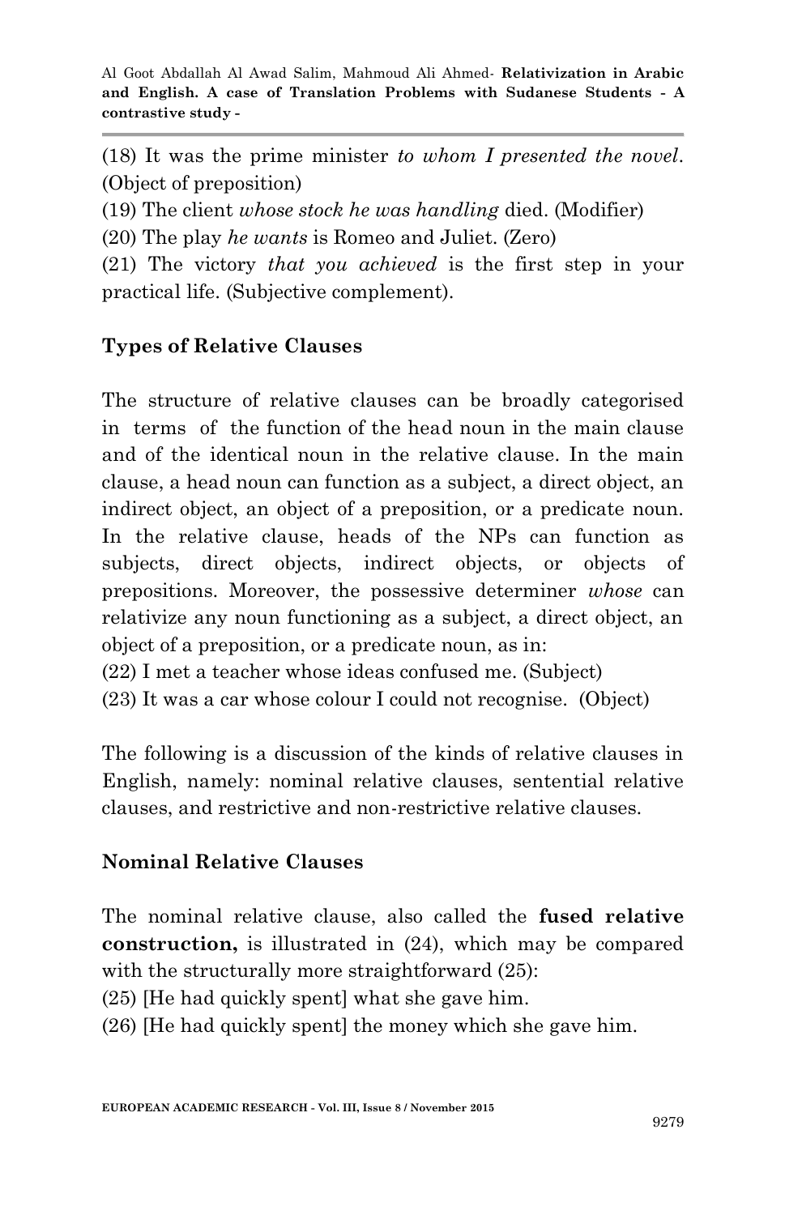(18) It was the prime minister *to whom I presented the novel*. (Object of preposition)

(19) The client *whose stock he was handling* died. (Modifier)

(20) The play *he wants* is Romeo and Juliet. (Zero)

(21) The victory *that you achieved* is the first step in your practical life. (Subjective complement).

## Types of Relative Clauses

The structure of relative clauses can be broadly categorised in terms of the function of the head noun in the main clause and of the identical noun in the relative clause. In the main clause, a head noun can function as a subject, a direct object, an indirect object, an object of a preposition, or a predicate noun. In the relative clause, heads of the NPs can function as subjects, direct objects, indirect objects, or objects of prepositions. Moreover, the possessive determiner *whose* can relativize any noun functioning as a subject, a direct object, an object of a preposition, or a predicate noun, as in:

(22) I met a teacher whose ideas confused me. (Subject)

(23) It was a car whose colour I could not recognise. (Object)

The following is a discussion of the kinds of relative clauses in English, namely: nominal relative clauses, sentential relative clauses, and restrictive and non-restrictive relative clauses.

## Nominal Relative Clauses

The nominal relative clause, also called the **fused relative construction,** is illustrated in (24), which may be compared with the structurally more straightforward (25):

(25) [He had quickly spent] what she gave him.

(26) [He had quickly spent] the money which she gave him.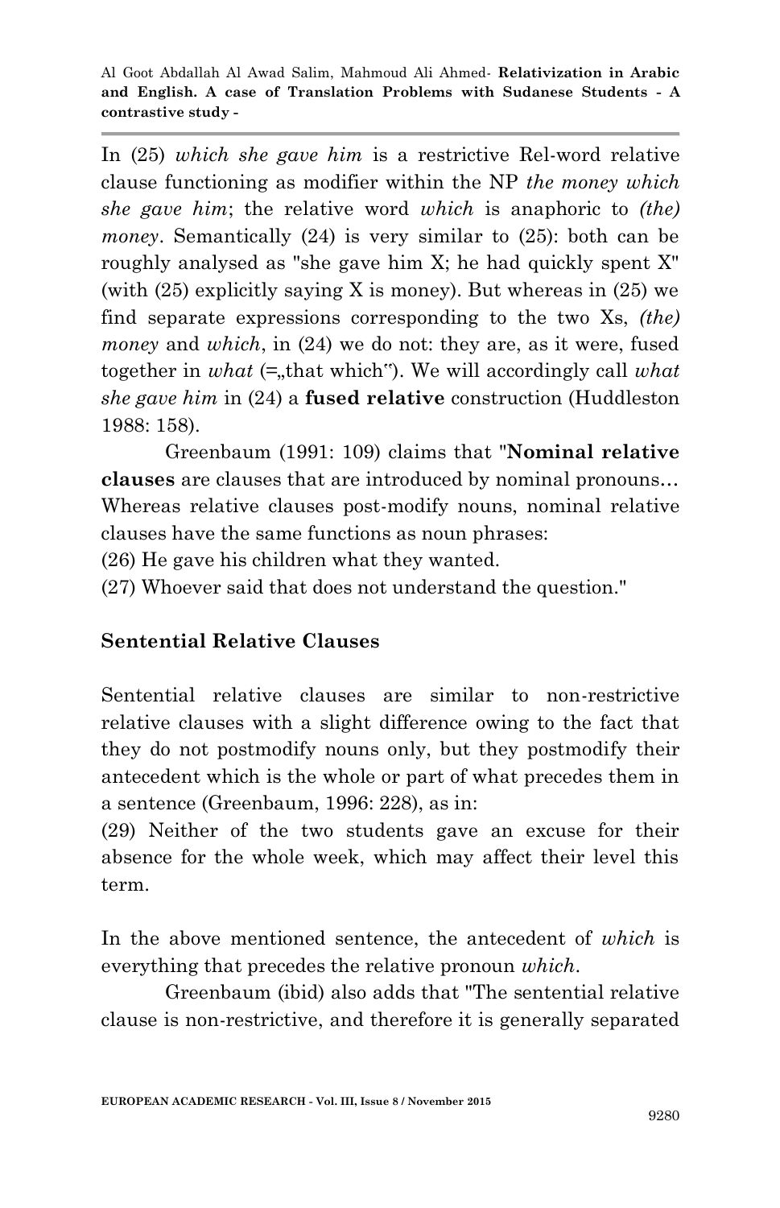In (25) *which she gave him* is a restrictive Rel-word relative clause functioning as modifier within the NP *the money which she gave him*; the relative word *which* is anaphoric to *(the) money*. Semantically (24) is very similar to (25): both can be roughly analysed as "she gave him X; he had quickly spent X" (with (25) explicitly saying X is money). But whereas in (25) we find separate expressions corresponding to the two Xs, *(the) money* and *which*, in (24) we do not: they are, as it were, fused together in *what* (=„that which‟). We will accordingly call *what she gave him* in (24) a **fused relative** construction (Huddleston 1988: 158).

Greenbaum (1991: 109) claims that "**Nominal relative clauses** are clauses that are introduced by nominal pronouns… Whereas relative clauses post-modify nouns, nominal relative clauses have the same functions as noun phrases:

(26) He gave his children what they wanted.

(27) Whoever said that does not understand the question."

## Sentential Relative Clauses

Sentential relative clauses are similar to non-restrictive relative clauses with a slight difference owing to the fact that they do not postmodify nouns only, but they postmodify their antecedent which is the whole or part of what precedes them in a sentence (Greenbaum, 1996: 228), as in:

(29) Neither of the two students gave an excuse for their absence for the whole week, which may affect their level this term.

In the above mentioned sentence, the antecedent of *which* is everything that precedes the relative pronoun *which*.

Greenbaum (ibid) also adds that "The sentential relative clause is non-restrictive, and therefore it is generally separated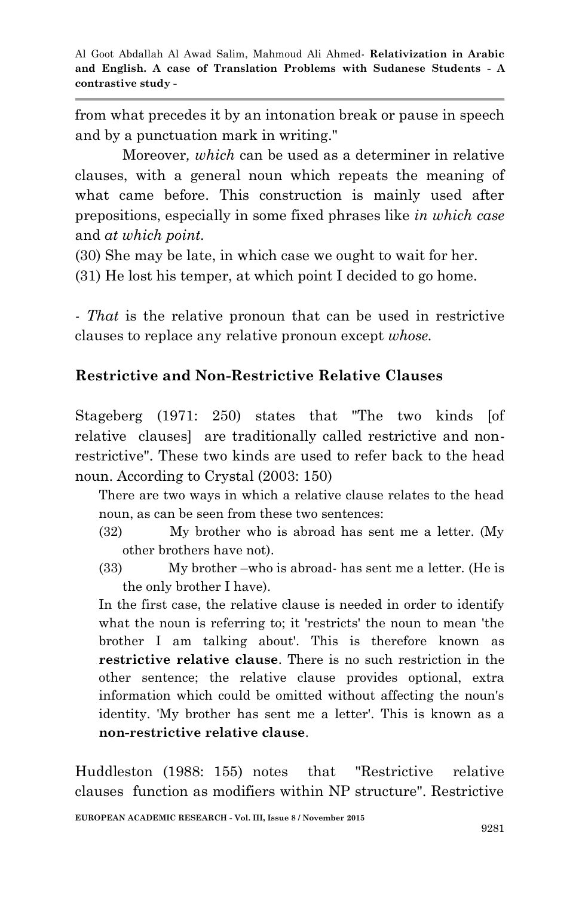from what precedes it by an intonation break or pause in speech and by a punctuation mark in writing."

Moreover*, which* can be used as a determiner in relative clauses, with a general noun which repeats the meaning of what came before. This construction is mainly used after prepositions, especially in some fixed phrases like *in which case* and *at which point*.

(30) She may be late, in which case we ought to wait for her.

(31) He lost his temper, at which point I decided to go home.

- *That* is the relative pronoun that can be used in restrictive clauses to replace any relative pronoun except *whose.*

## Restrictive and Non-Restrictive Relative Clauses

Stageberg (1971: 250) states that "The two kinds [of relative clauses] are traditionally called restrictive and non-restrictive". These two kinds are used to refer back to the head noun. According to Crystal (2003: 150)

> There are two ways in which a relative clause relates to the head noun, as can be seen from these two sentences:
>
> (32) My brother who is abroad has sent me a letter. (My other brothers have not).
>
> (33) My brother –who is abroad- has sent me a letter. (He is the only brother I have).
>
> In the first case, the relative clause is needed in order to identify what the noun is referring to; it 'restricts' the noun to mean 'the brother I am talking about'. This is therefore known as **restrictive relative clause**. There is no such restriction in the other sentence; the relative clause provides optional, extra information which could be omitted without affecting the noun's identity. 'My brother has sent me a letter'. This is known as a **non-restrictive relative clause**.

Huddleston (1988: 155) notes that "Restrictive relative clauses function as modifiers within NP structure". Restrictive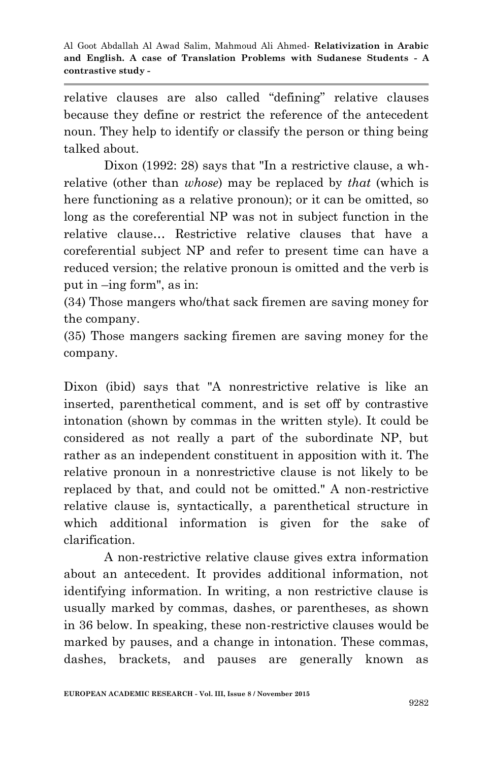relative clauses are also called “defining” relative clauses because they define or restrict the reference of the antecedent noun. They help to identify or classify the person or thing being talked about.

Dixon (1992: 28) says that "In a restrictive clause, a wh-relative (other than *whose*) may be replaced by *that* (which is here functioning as a relative pronoun); or it can be omitted, so long as the coreferential NP was not in subject function in the relative clause… Restrictive relative clauses that have a coreferential subject NP and refer to present time can have a reduced version; the relative pronoun is omitted and the verb is put in –ing form", as in:

(34) Those mangers who/that sack firemen are saving money for the company.

(35) Those mangers sacking firemen are saving money for the company.

Dixon (ibid) says that "A nonrestrictive relative is like an inserted, parenthetical comment, and is set off by contrastive intonation (shown by commas in the written style). It could be considered as not really a part of the subordinate NP, but rather as an independent constituent in apposition with it. The relative pronoun in a nonrestrictive clause is not likely to be replaced by that, and could not be omitted." A non-restrictive relative clause is, syntactically, a parenthetical structure in which additional information is given for the sake of clarification.

A non-restrictive relative clause gives extra information about an antecedent. It provides additional information, not identifying information. In writing, a non restrictive clause is usually marked by commas, dashes, or parentheses, as shown in 36 below. In speaking, these non-restrictive clauses would be marked by pauses, and a change in intonation. These commas, dashes, brackets, and pauses are generally known as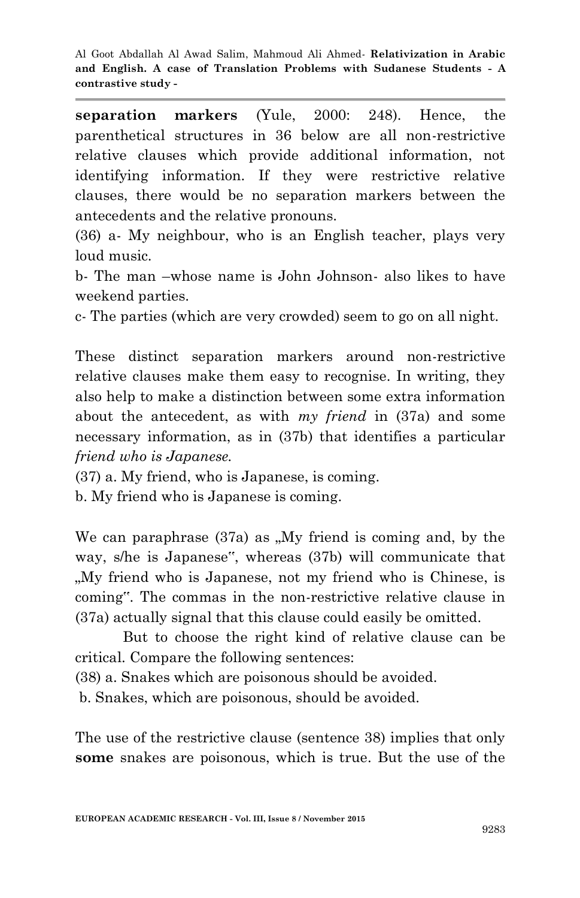**separation markers** (Yule, 2000: 248). Hence, the parenthetical structures in 36 below are all non-restrictive relative clauses which provide additional information, not identifying information. If they were restrictive relative clauses, there would be no separation markers between the antecedents and the relative pronouns.

(36) a- My neighbour, who is an English teacher, plays very loud music.

b- The man –whose name is John Johnson- also likes to have weekend parties.

c- The parties (which are very crowded) seem to go on all night.

These distinct separation markers around non-restrictive relative clauses make them easy to recognise. In writing, they also help to make a distinction between some extra information about the antecedent, as with *my friend* in (37a) and some necessary information, as in (37b) that identifies a particular *friend who is Japanese.*

(37) a. My friend, who is Japanese, is coming.

b. My friend who is Japanese is coming.

We can paraphrase (37a) as „My friend is coming and, by the way, s/he is Japanese", whereas (37b) will communicate that „My friend who is Japanese, not my friend who is Chinese, is coming". The commas in the non-restrictive relative clause in (37a) actually signal that this clause could easily be omitted.

But to choose the right kind of relative clause can be critical. Compare the following sentences:

(38) a. Snakes which are poisonous should be avoided.

b. Snakes, which are poisonous, should be avoided.

The use of the restrictive clause (sentence 38) implies that only **some** snakes are poisonous, which is true. But the use of the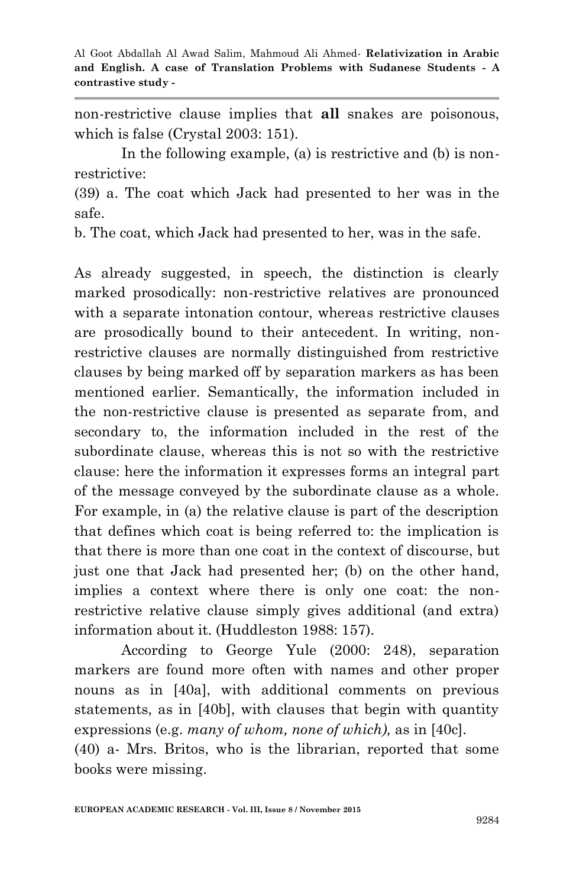non-restrictive clause implies that **all** snakes are poisonous, which is false (Crystal 2003: 151).

In the following example, (a) is restrictive and (b) is non-restrictive:

(39) a. The coat which Jack had presented to her was in the safe.

b. The coat, which Jack had presented to her, was in the safe.

As already suggested, in speech, the distinction is clearly marked prosodically: non-restrictive relatives are pronounced with a separate intonation contour, whereas restrictive clauses are prosodically bound to their antecedent. In writing, non-restrictive clauses are normally distinguished from restrictive clauses by being marked off by separation markers as has been mentioned earlier. Semantically, the information included in the non-restrictive clause is presented as separate from, and secondary to, the information included in the rest of the subordinate clause, whereas this is not so with the restrictive clause: here the information it expresses forms an integral part of the message conveyed by the subordinate clause as a whole. For example, in (a) the relative clause is part of the description that defines which coat is being referred to: the implication is that there is more than one coat in the context of discourse, but just one that Jack had presented her; (b) on the other hand, implies a context where there is only one coat: the non-restrictive relative clause simply gives additional (and extra) information about it. (Huddleston 1988: 157).

According to George Yule (2000: 248), separation markers are found more often with names and other proper nouns as in [40a], with additional comments on previous statements, as in [40b], with clauses that begin with quantity expressions (e.g. *many of whom, none of which),* as in [40c].

(40) a- Mrs. Britos, who is the librarian, reported that some books were missing.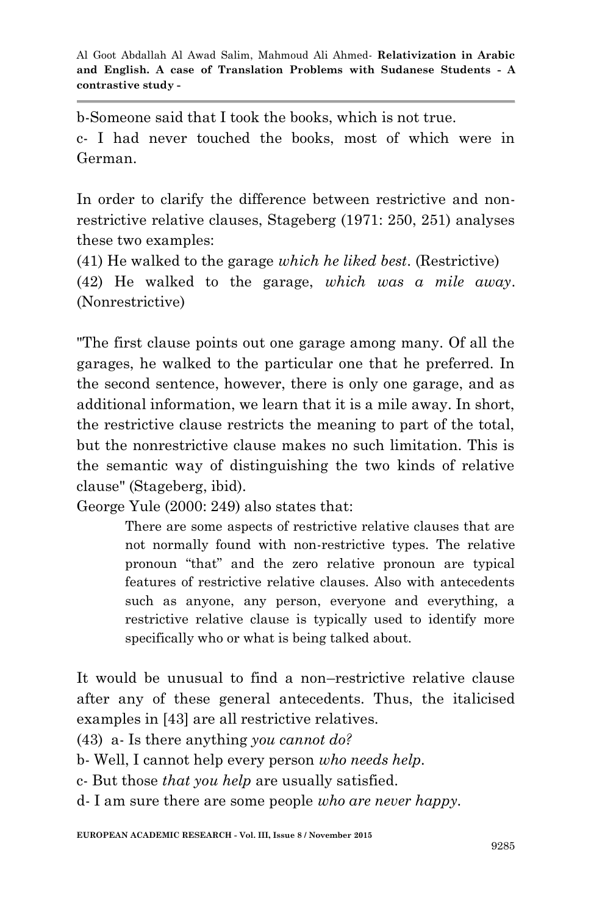b-Someone said that I took the books, which is not true.

c- I had never touched the books, most of which were in German.

In order to clarify the difference between restrictive and non-restrictive relative clauses, Stageberg (1971: 250, 251) analyses these two examples:

(41) He walked to the garage *which he liked best*. (Restrictive)

(42) He walked to the garage, *which was a mile away*. (Nonrestrictive)

"The first clause points out one garage among many. Of all the garages, he walked to the particular one that he preferred. In the second sentence, however, there is only one garage, and as additional information, we learn that it is a mile away. In short, the restrictive clause restricts the meaning to part of the total, but the nonrestrictive clause makes no such limitation. This is the semantic way of distinguishing the two kinds of relative clause" (Stageberg, ibid).

George Yule (2000: 249) also states that:

> There are some aspects of restrictive relative clauses that are not normally found with non-restrictive types. The relative pronoun "that" and the zero relative pronoun are typical features of restrictive relative clauses. Also with antecedents such as anyone, any person, everyone and everything, a restrictive relative clause is typically used to identify more specifically who or what is being talked about.

It would be unusual to find a non–restrictive relative clause after any of these general antecedents. Thus, the italicised examples in [43] are all restrictive relatives.

(43) a- Is there anything *you cannot do?*

b- Well, I cannot help every person *who needs help*.

c- But those *that you help* are usually satisfied.

d- I am sure there are some people *who are never happy*.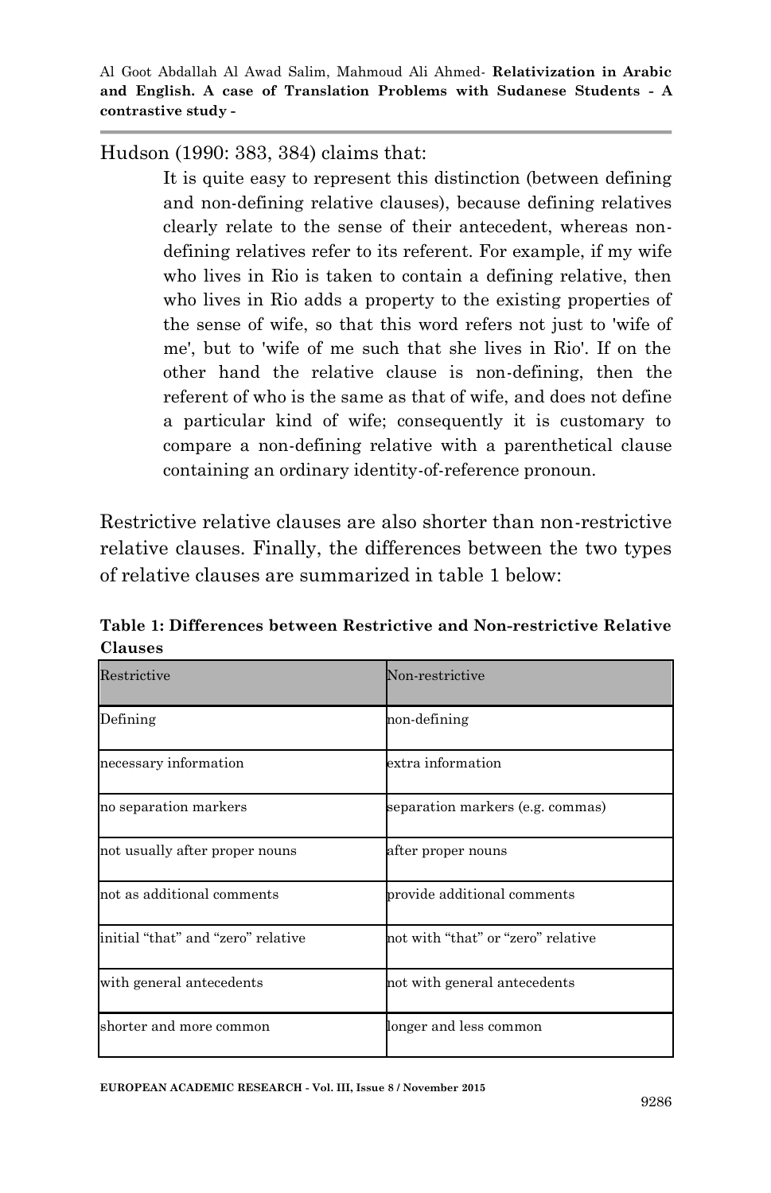Hudson (1990: 383, 384) claims that:

> It is quite easy to represent this distinction (between defining and non-defining relative clauses), because defining relatives clearly relate to the sense of their antecedent, whereas non-defining relatives refer to its referent. For example, if my wife who lives in Rio is taken to contain a defining relative, then who lives in Rio adds a property to the existing properties of the sense of wife, so that this word refers not just to 'wife of me', but to 'wife of me such that she lives in Rio'. If on the other hand the relative clause is non-defining, then the referent of who is the same as that of wife, and does not define a particular kind of wife; consequently it is customary to compare a non-defining relative with a parenthetical clause containing an ordinary identity-of-reference pronoun.

Restrictive relative clauses are also shorter than non-restrictive relative clauses. Finally, the differences between the two types of relative clauses are summarized in table 1 below:

**Table 1: Differences between Restrictive and Non-restrictive Relative Clauses**

| Restrictive | Non-restrictive |
|---|---|
| Defining | non-defining |
| necessary information | extra information |
| no separation markers | separation markers (e.g. commas) |
| not usually after proper nouns | after proper nouns |
| not as additional comments | provide additional comments |
| initial "that" and "zero" relative | not with "that" or "zero" relative |
| with general antecedents | not with general antecedents |
| shorter and more common | longer and less common |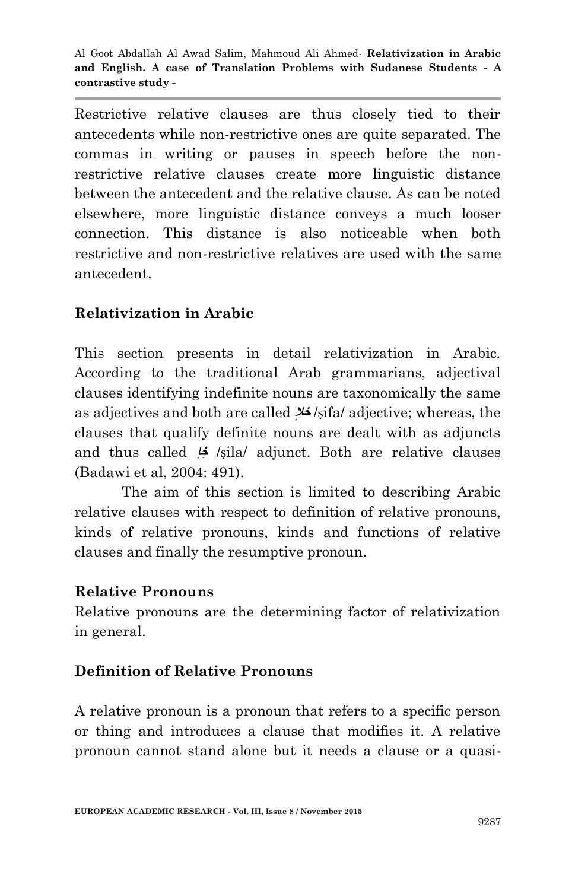Restrictive relative clauses are thus closely tied to their antecedents while non-restrictive ones are quite separated. The commas in writing or pauses in speech before the non-restrictive relative clauses create more linguistic distance between the antecedent and the relative clause. As can be noted elsewhere, more linguistic distance conveys a much looser connection. This distance is also noticeable when both restrictive and non-restrictive relatives are used with the same antecedent.

## Relativization in Arabic

This section presents in detail relativization in Arabic. According to the traditional Arab grammarians, adjectival clauses identifying indefinite nouns are taxonomically the same as adjectives and both are called صِفة /ṣifa/ adjective; whereas, the clauses that qualify definite nouns are dealt with as adjuncts and thus called صِلة /ṣila/ adjunct. Both are relative clauses (Badawi et al, 2004: 491).

The aim of this section is limited to describing Arabic relative clauses with respect to definition of relative pronouns, kinds of relative pronouns, kinds and functions of relative clauses and finally the resumptive pronoun.

### Relative Pronouns

Relative pronouns are the determining factor of relativization in general.

### Definition of Relative Pronouns

A relative pronoun is a pronoun that refers to a specific person or thing and introduces a clause that modifies it. A relative pronoun cannot stand alone but it needs a clause or a quasi-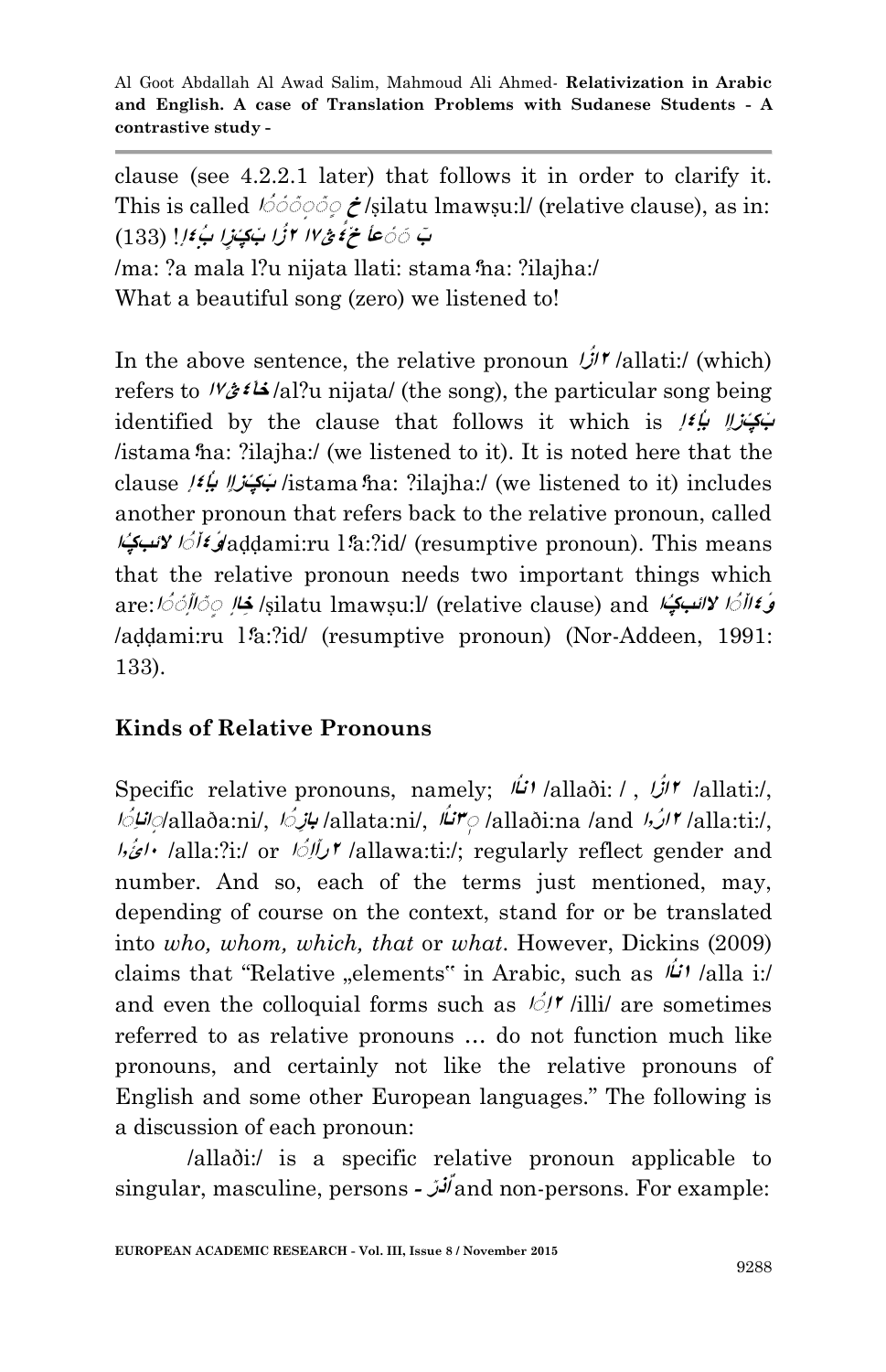clause (see 4.2.2.1 later) that follows it in order to clarify it. This is called صلة الموصول /ṣilatu lmawṣu:l/ (relative clause), as in: ما أجمل الأغنية التي استمعنا إليها! (133)

/ma: ?a mala l?u nijata llati: stamaʕna: ?ilajha:/

What a beautiful song (zero) we listened to!

In the above sentence, the relative pronoun التي /allati:/ (which) refers to الأغنية /al?u nijata/ (the song), the particular song being identified by the clause that follows it which is استمعنا إليها /istamaʕna: ?ilajha:/ (we listened to it). It is noted here that the clause استمعنا إليها /istamaʕna: ?ilajha:/ (we listened to it) includes another pronoun that refers back to the relative pronoun, called الضمير العائد/aḍḍami:ru lʕa:?id/ (resumptive pronoun). This means that the relative pronoun needs two important things which are:صلة الموصول /ṣilatu lmawṣu:l/ (relative clause) and الضمير العائد /aḍḍami:ru lʕa:?id/ (resumptive pronoun) (Nor-Addeen, 1991: 133).

## Kinds of Relative Pronouns

Specific relative pronouns, namely; الذي /allaði: / , التي /allati:/, اللذان/allaða:ni/, اللتان /allata:ni/, الذين /allaði:na /and اللاتي /alla:ti:/, اللائي /alla:?i:/ or اللواتي /allawa:ti:/; regularly reflect gender and number. And so, each of the terms just mentioned, may, depending of course on the context, stand for or be translated into *who, whom, which, that* or *what*. However, Dickins (2009) claims that "Relative „elements" in Arabic, such as الذي /alla i:/ and even the colloquial forms such as اللي /illi/ are sometimes referred to as relative pronouns … do not function much like pronouns, and certainly not like the relative pronouns of English and some other European languages." The following is a discussion of each pronoun:

/allaði:/ is a specific relative pronoun applicable to singular, masculine, persons - الذي and non-persons. For example: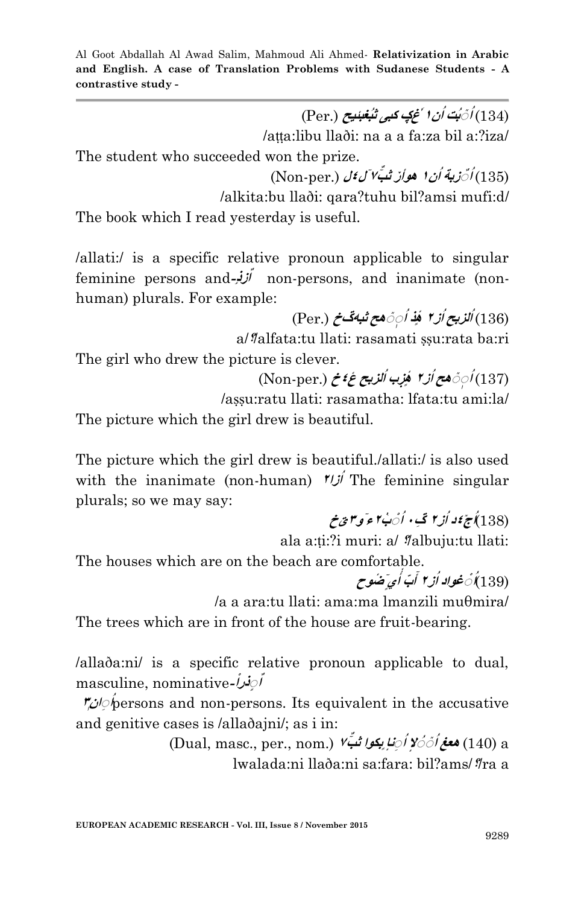(134) أَنتِبَ أن ا ٌغٍ كبى ثُبغبئيح (Per.)

/aṭṭa:libu llaði: na a a fa:za bil a:?iza/

The student who succeeded won the prize.

(135) أَىزبة أن ا هوأر ثٍّ ٨ ل ءل (Non-per.)

/alkita:bu llaði: qara?tuhu bil?amsi mufi:d/

The book which I read yesterday is useful.

/allati:/ is a specific relative pronoun applicable to singular feminine persons and-ٱزٍَ non-persons, and inanimate (non-human) plurals. For example:

(136) أٌلزبح أز ٢ هٍذ أٌِ هح ثبهٌّح (Per.)

a/ʕalfata:tu llati: rasamati ṣṣu:rata ba:ri

The girl who drew the picture is clever.

(137) أٌِ هح أز ٢ هٍزب أٌلزبح غٍ ٍخ (Non-per.)

/aṣṣu:ratu llati: rasamatha: lfata:tu ami:la/

The picture which the girl drew is beautiful.

The picture which the girl drew is beautiful./allati:/ is also used with the inanimate (non-human) ٢أزا The feminine singular plurals; so we may say:

(138) أجٍ ءد أز ٢ ٌّ ، أٌُ ٢ ء و٣ ح خ

ala a:ṭi:?i muri: a/ ʕalbuju:tu llati:

The houses which are on the beach are comfortable.

(139) أٌغواد أز ٢ أَبّ أٌٍِ ضَوح

/a a ara:tu llati: ama:ma lmanzili muθmira/

The trees which are in front of the house are fruit-bearing.

/allaða:ni/ is a specific relative pronoun applicable to dual, masculine, nominative-أٌِذراٌَ ٣ٌا persons and non-persons. Its equivalent in the accusative and genitive cases is /allaðajni/; as i in:

(140) a هعغ أٌَّلاِ أٌِنا ٍِكوا ثٍّ ٨ (Dual, masc., per., nom.)

lwalada:ni llaða:ni sa:fara: bil?ams/ʕra a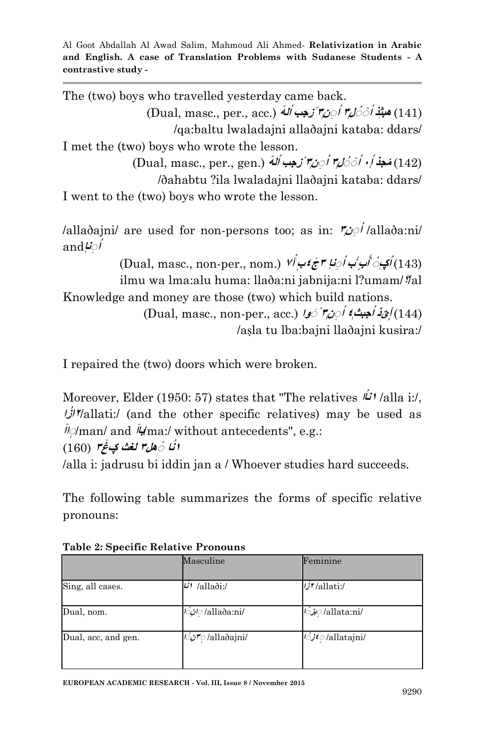The (two) boys who travelled yesterday came back.

(141) هبثْذ اُ٘ٛذ٣ٖ اُِزٖ٣ ًزجب اُذّ (Dual, masc., per., acc.)

/qa:baltu lwaladajni allaðajni kataba: ddars/

I met the (two) boys who wrote the lesson.

(142) مجذ اُ٠ اُ٘ٛذ٣ٖ اُِزٖ٣ ًزجب اُذّ (Dual, masc., per., gen.)

/ðahabtu ?ila lwaladajni llaðajni kataba: ddars/

I went to the (two) boys who wrote the lesson.

/allaðajni/ are used for non-persons too; as in: اُِزٖ٣ /allaða:ni/ and اُِزإ

(143) اُؼِْ ٝأُبٍ ٛٔب اُِزإ ٣ج٘٤بٕ ا٧ْٓ (Dual, masc., non-per., nom.)

ilmu wa lma:alu huma: llaða:ni jabnija:ni l?umam/ ʕal

Knowledge and money are those (two) which build nations.

(144) أطِذ اُجبث٤ٖ اُِزٖ٣ ًَوا (Dual, masc., non-per., acc.)

/aṣla tu lba:bajni llaðajni kusira:/

I repaired the (two) doors which were broken.

Moreover, Elder (1950: 57) states that "The relatives اُن /alla i:/, اُز٢/allati:/ (and the other specific relatives) may be used as ٖٓ/man/ and ٓب/ma:/ without antecedents", e.g.:

(160) اُن ٣ذهً ثغل ٣٘غؼ

/alla i: jadrusu bi iddin jan a / Whoever studies hard succeeds.

The following table summarizes the forms of specific relative pronouns:

**Table 2: Specific Relative Pronouns**

| | Masculine | Feminine |
|---|---|---|
| Sing, all cases. | اُن /allaði:/ | اُز٢ /allati:/ |
| Dual, nom. | اُِزإ /allaða:ni/ | اُِزبٕ /allata:ni/ |
| Dual, acc, and gen. | اُِزٖ٣ /allaðajni/ | اُِز٤ٖ /allatajni/ |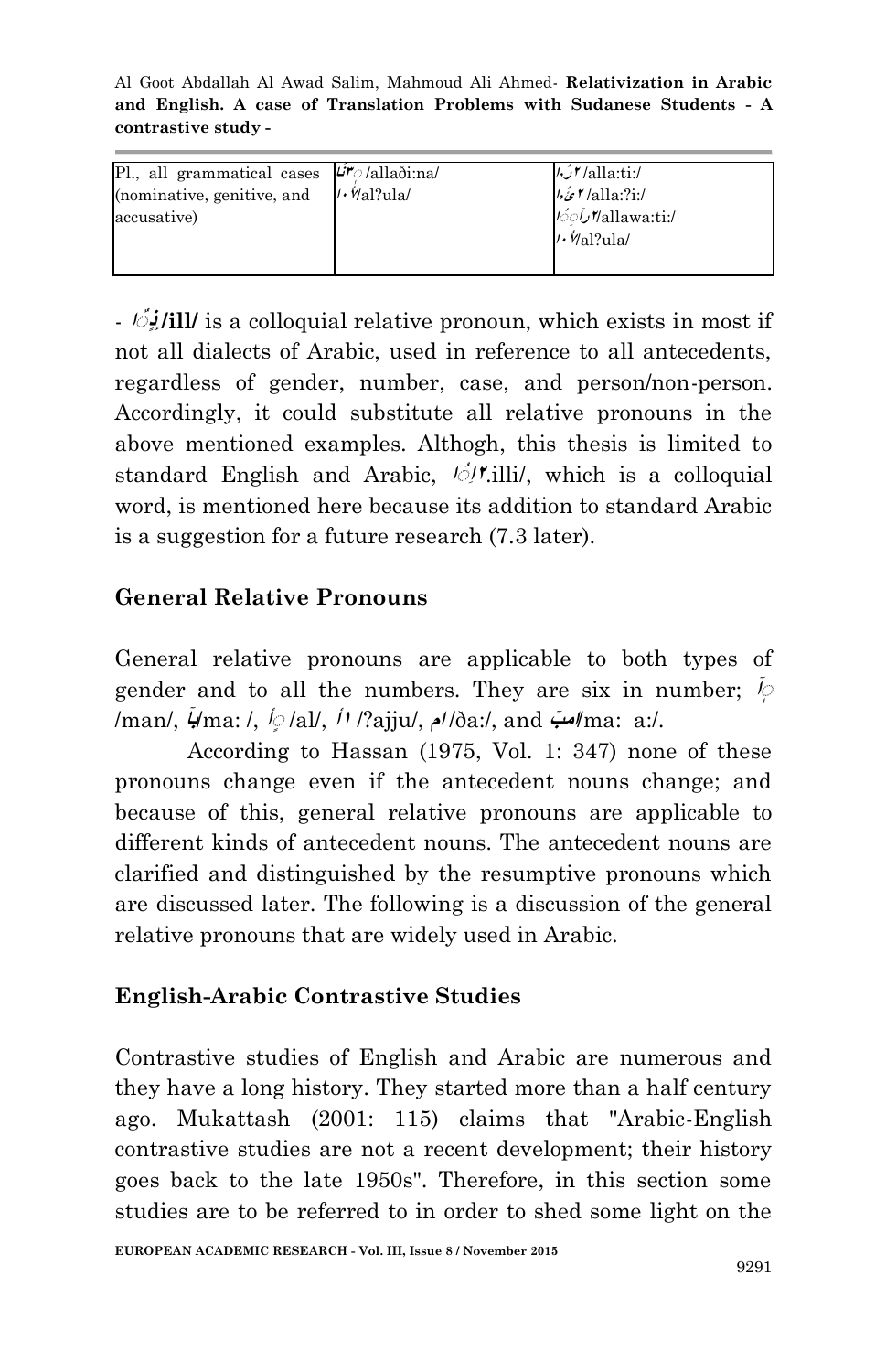| | | |
|---|---|---|
| Pl., all grammatical cases (nominative, genitive, and accusative) | الذين /allaði:na/<br>أولى /al?ula/ | اللاتي /alla:ti:/<br>اللائي /alla:?i:/<br>اللواتي /allawa:ti:/<br>أولى /al?ula/ |

- اللي /ill/ is a colloquial relative pronoun, which exists in most if not all dialects of Arabic, used in reference to all antecedents, regardless of gender, number, case, and person/non-person. Accordingly, it could substitute all relative pronouns in the above mentioned examples. Althogh, this thesis is limited to standard English and Arabic, اللي /.illi/, which is a colloquial word, is mentioned here because its addition to standard Arabic is a suggestion for a future research (7.3 later).

## General Relative Pronouns

General relative pronouns are applicable to both types of gender and to all the numbers. They are six in number; مَن /man/, ما /ma: /, أل /al/, أي /?ajju/, ذا /ða:/, and ماذا /ma: a:/.

According to Hassan (1975, Vol. 1: 347) none of these pronouns change even if the antecedent nouns change; and because of this, general relative pronouns are applicable to different kinds of antecedent nouns. The antecedent nouns are clarified and distinguished by the resumptive pronouns which are discussed later. The following is a discussion of the general relative pronouns that are widely used in Arabic.

## English-Arabic Contrastive Studies

Contrastive studies of English and Arabic are numerous and they have a long history. They started more than a half century ago. Mukattash (2001: 115) claims that "Arabic-English contrastive studies are not a recent development; their history goes back to the late 1950s". Therefore, in this section some studies are to be referred to in order to shed some light on the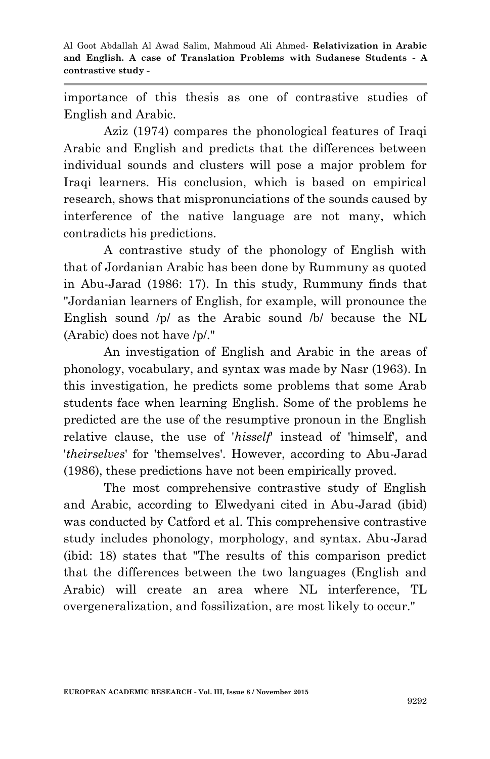importance of this thesis as one of contrastive studies of English and Arabic.

Aziz (1974) compares the phonological features of Iraqi Arabic and English and predicts that the differences between individual sounds and clusters will pose a major problem for Iraqi learners. His conclusion, which is based on empirical research, shows that mispronunciations of the sounds caused by interference of the native language are not many, which contradicts his predictions.

A contrastive study of the phonology of English with that of Jordanian Arabic has been done by Rummuny as quoted in Abu-Jarad (1986: 17). In this study, Rummuny finds that "Jordanian learners of English, for example, will pronounce the English sound /p/ as the Arabic sound /b/ because the NL (Arabic) does not have /p/."

An investigation of English and Arabic in the areas of phonology, vocabulary, and syntax was made by Nasr (1963). In this investigation, he predicts some problems that some Arab students face when learning English. Some of the problems he predicted are the use of the resumptive pronoun in the English relative clause, the use of '*hisself*' instead of 'himself', and '*theirselves*' for 'themselves'. However, according to Abu-Jarad (1986), these predictions have not been empirically proved.

The most comprehensive contrastive study of English and Arabic, according to Elwedyani cited in Abu-Jarad (ibid) was conducted by Catford et al. This comprehensive contrastive study includes phonology, morphology, and syntax. Abu-Jarad (ibid: 18) states that "The results of this comparison predict that the differences between the two languages (English and Arabic) will create an area where NL interference, TL overgeneralization, and fossilization, are most likely to occur."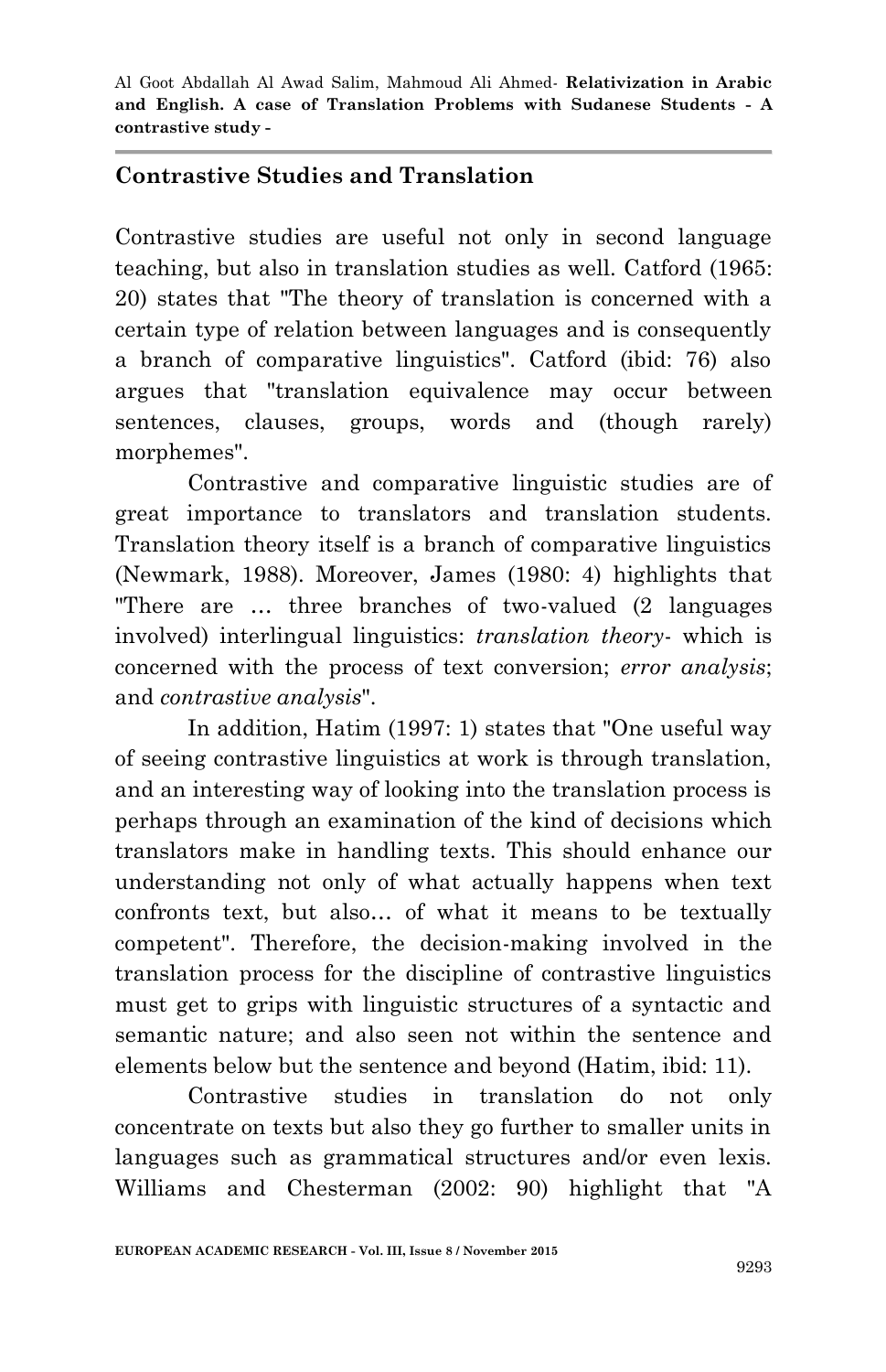## Contrastive Studies and Translation

Contrastive studies are useful not only in second language teaching, but also in translation studies as well. Catford (1965: 20) states that "The theory of translation is concerned with a certain type of relation between languages and is consequently a branch of comparative linguistics". Catford (ibid: 76) also argues that "translation equivalence may occur between sentences, clauses, groups, words and (though rarely) morphemes".

Contrastive and comparative linguistic studies are of great importance to translators and translation students. Translation theory itself is a branch of comparative linguistics (Newmark, 1988). Moreover, James (1980: 4) highlights that "There are … three branches of two-valued (2 languages involved) interlingual linguistics: *translation theory*- which is concerned with the process of text conversion; *error analysis*; and *contrastive analysis*".

In addition, Hatim (1997: 1) states that "One useful way of seeing contrastive linguistics at work is through translation, and an interesting way of looking into the translation process is perhaps through an examination of the kind of decisions which translators make in handling texts. This should enhance our understanding not only of what actually happens when text confronts text, but also… of what it means to be textually competent". Therefore, the decision-making involved in the translation process for the discipline of contrastive linguistics must get to grips with linguistic structures of a syntactic and semantic nature; and also seen not within the sentence and elements below but the sentence and beyond (Hatim, ibid: 11).

Contrastive studies in translation do not only concentrate on texts but also they go further to smaller units in languages such as grammatical structures and/or even lexis. Williams and Chesterman (2002: 90) highlight that "A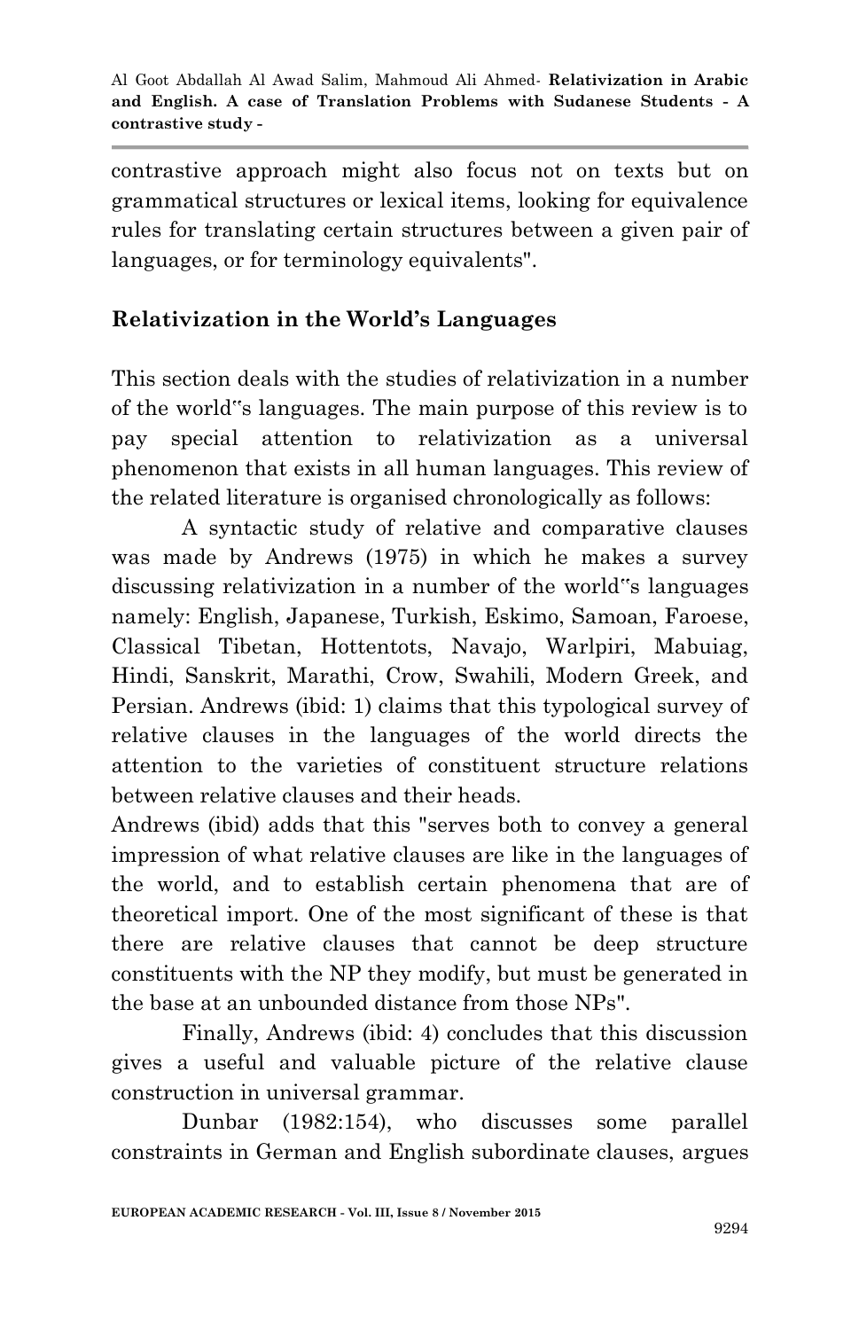contrastive approach might also focus not on texts but on grammatical structures or lexical items, looking for equivalence rules for translating certain structures between a given pair of languages, or for terminology equivalents".

## Relativization in the World's Languages

This section deals with the studies of relativization in a number of the world‟s languages. The main purpose of this review is to pay special attention to relativization as a universal phenomenon that exists in all human languages. This review of the related literature is organised chronologically as follows:

A syntactic study of relative and comparative clauses was made by Andrews (1975) in which he makes a survey discussing relativization in a number of the world‟s languages namely: English, Japanese, Turkish, Eskimo, Samoan, Faroese, Classical Tibetan, Hottentots, Navajo, Warlpiri, Mabuiag, Hindi, Sanskrit, Marathi, Crow, Swahili, Modern Greek, and Persian. Andrews (ibid: 1) claims that this typological survey of relative clauses in the languages of the world directs the attention to the varieties of constituent structure relations between relative clauses and their heads.

Andrews (ibid) adds that this "serves both to convey a general impression of what relative clauses are like in the languages of the world, and to establish certain phenomena that are of theoretical import. One of the most significant of these is that there are relative clauses that cannot be deep structure constituents with the NP they modify, but must be generated in the base at an unbounded distance from those NPs".

Finally, Andrews (ibid: 4) concludes that this discussion gives a useful and valuable picture of the relative clause construction in universal grammar.

Dunbar (1982:154), who discusses some parallel constraints in German and English subordinate clauses, argues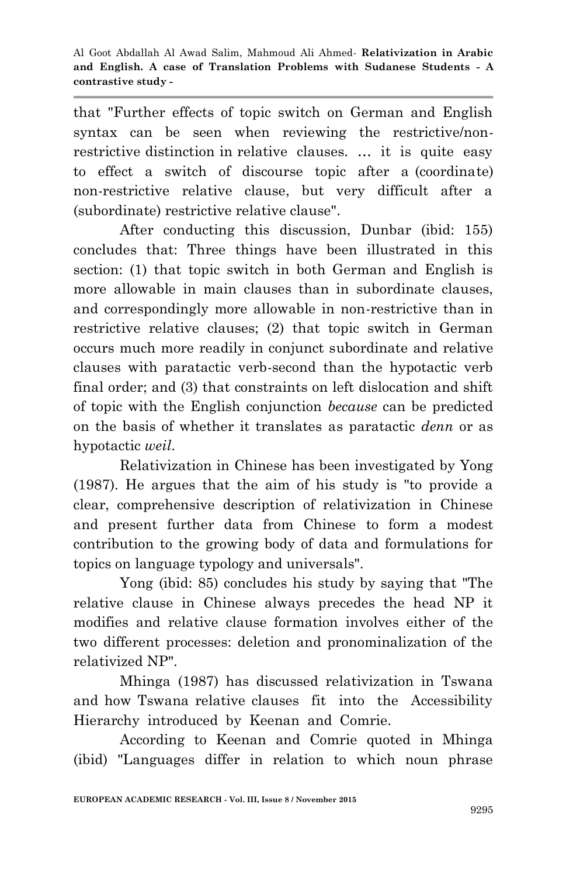that "Further effects of topic switch on German and English syntax can be seen when reviewing the restrictive/non-restrictive distinction in relative clauses. … it is quite easy to effect a switch of discourse topic after a (coordinate) non-restrictive relative clause, but very difficult after a (subordinate) restrictive relative clause".

After conducting this discussion, Dunbar (ibid: 155) concludes that: Three things have been illustrated in this section: (1) that topic switch in both German and English is more allowable in main clauses than in subordinate clauses, and correspondingly more allowable in non-restrictive than in restrictive relative clauses; (2) that topic switch in German occurs much more readily in conjunct subordinate and relative clauses with paratactic verb-second than the hypotactic verb final order; and (3) that constraints on left dislocation and shift of topic with the English conjunction *because* can be predicted on the basis of whether it translates as paratactic *denn* or as hypotactic *weil*.

Relativization in Chinese has been investigated by Yong (1987). He argues that the aim of his study is "to provide a clear, comprehensive description of relativization in Chinese and present further data from Chinese to form a modest contribution to the growing body of data and formulations for topics on language typology and universals".

Yong (ibid: 85) concludes his study by saying that "The relative clause in Chinese always precedes the head NP it modifies and relative clause formation involves either of the two different processes: deletion and pronominalization of the relativized NP".

Mhinga (1987) has discussed relativization in Tswana and how Tswana relative clauses fit into the Accessibility Hierarchy introduced by Keenan and Comrie.

According to Keenan and Comrie quoted in Mhinga (ibid) "Languages differ in relation to which noun phrase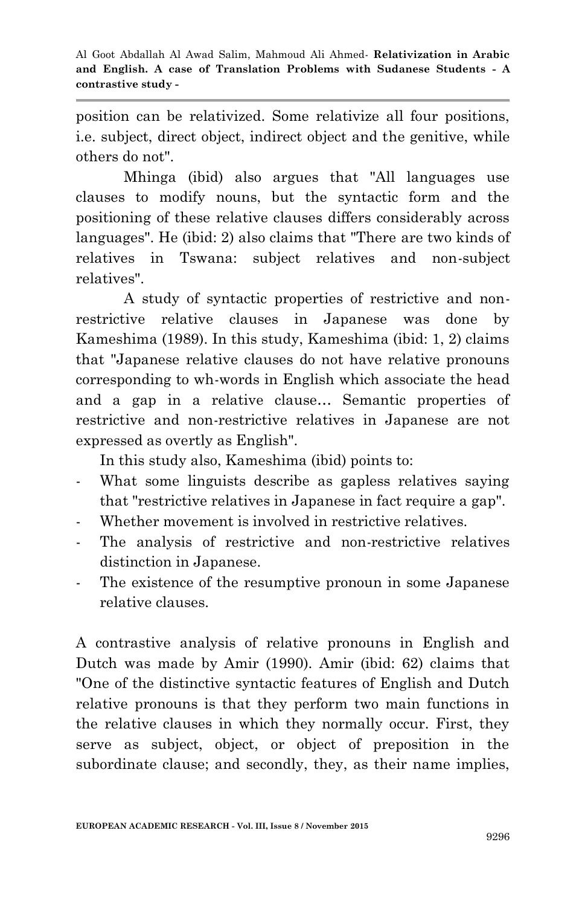position can be relativized. Some relativize all four positions, i.e. subject, direct object, indirect object and the genitive, while others do not".

Mhinga (ibid) also argues that "All languages use clauses to modify nouns, but the syntactic form and the positioning of these relative clauses differs considerably across languages". He (ibid: 2) also claims that "There are two kinds of relatives in Tswana: subject relatives and non-subject relatives".

A study of syntactic properties of restrictive and non-restrictive relative clauses in Japanese was done by Kameshima (1989). In this study, Kameshima (ibid: 1, 2) claims that "Japanese relative clauses do not have relative pronouns corresponding to wh-words in English which associate the head and a gap in a relative clause… Semantic properties of restrictive and non-restrictive relatives in Japanese are not expressed as overtly as English".

In this study also, Kameshima (ibid) points to:

- What some linguists describe as gapless relatives saying that "restrictive relatives in Japanese in fact require a gap".
- Whether movement is involved in restrictive relatives.
- The analysis of restrictive and non-restrictive relatives distinction in Japanese.
- The existence of the resumptive pronoun in some Japanese relative clauses.

A contrastive analysis of relative pronouns in English and Dutch was made by Amir (1990). Amir (ibid: 62) claims that "One of the distinctive syntactic features of English and Dutch relative pronouns is that they perform two main functions in the relative clauses in which they normally occur. First, they serve as subject, object, or object of preposition in the subordinate clause; and secondly, they, as their name implies,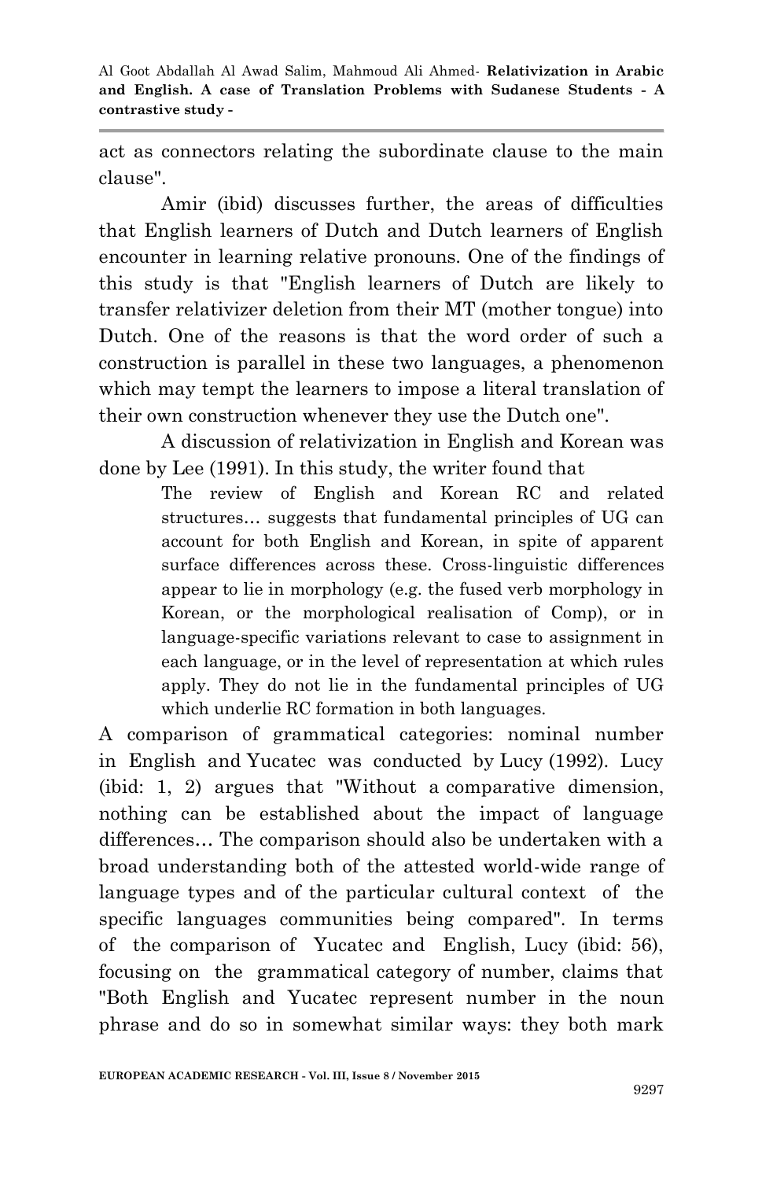act as connectors relating the subordinate clause to the main clause".

Amir (ibid) discusses further, the areas of difficulties that English learners of Dutch and Dutch learners of English encounter in learning relative pronouns. One of the findings of this study is that "English learners of Dutch are likely to transfer relativizer deletion from their MT (mother tongue) into Dutch. One of the reasons is that the word order of such a construction is parallel in these two languages, a phenomenon which may tempt the learners to impose a literal translation of their own construction whenever they use the Dutch one".

A discussion of relativization in English and Korean was done by Lee (1991). In this study, the writer found that

> The review of English and Korean RC and related structures… suggests that fundamental principles of UG can account for both English and Korean, in spite of apparent surface differences across these. Cross-linguistic differences appear to lie in morphology (e.g. the fused verb morphology in Korean, or the morphological realisation of Comp), or in language-specific variations relevant to case to assignment in each language, or in the level of representation at which rules apply. They do not lie in the fundamental principles of UG which underlie RC formation in both languages.

A comparison of grammatical categories: nominal number in English and Yucatec was conducted by Lucy (1992). Lucy (ibid: 1, 2) argues that "Without a comparative dimension, nothing can be established about the impact of language differences… The comparison should also be undertaken with a broad understanding both of the attested world-wide range of language types and of the particular cultural context of the specific languages communities being compared". In terms of the comparison of Yucatec and English, Lucy (ibid: 56), focusing on the grammatical category of number, claims that "Both English and Yucatec represent number in the noun phrase and do so in somewhat similar ways: they both mark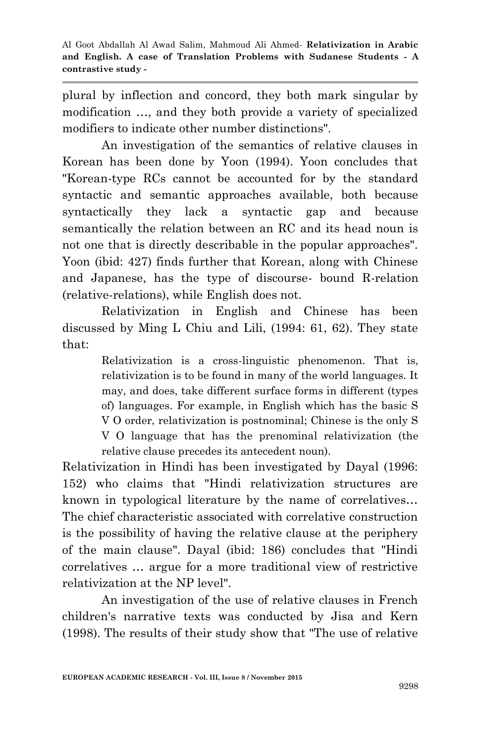plural by inflection and concord, they both mark singular by modification …, and they both provide a variety of specialized modifiers to indicate other number distinctions".

An investigation of the semantics of relative clauses in Korean has been done by Yoon (1994). Yoon concludes that "Korean-type RCs cannot be accounted for by the standard syntactic and semantic approaches available, both because syntactically they lack a syntactic gap and because semantically the relation between an RC and its head noun is not one that is directly describable in the popular approaches". Yoon (ibid: 427) finds further that Korean, along with Chinese and Japanese, has the type of discourse- bound R-relation (relative-relations), while English does not.

Relativization in English and Chinese has been discussed by Ming L Chiu and Lili, (1994: 61, 62). They state that:

> Relativization is a cross-linguistic phenomenon. That is, relativization is to be found in many of the world languages. It may, and does, take different surface forms in different (types of) languages. For example, in English which has the basic S V O order, relativization is postnominal; Chinese is the only S V O language that has the prenominal relativization (the relative clause precedes its antecedent noun).

Relativization in Hindi has been investigated by Dayal (1996: 152) who claims that "Hindi relativization structures are known in typological literature by the name of correlatives… The chief characteristic associated with correlative construction is the possibility of having the relative clause at the periphery of the main clause". Dayal (ibid: 186) concludes that "Hindi correlatives … argue for a more traditional view of restrictive relativization at the NP level".

An investigation of the use of relative clauses in French children's narrative texts was conducted by Jisa and Kern (1998). The results of their study show that "The use of relative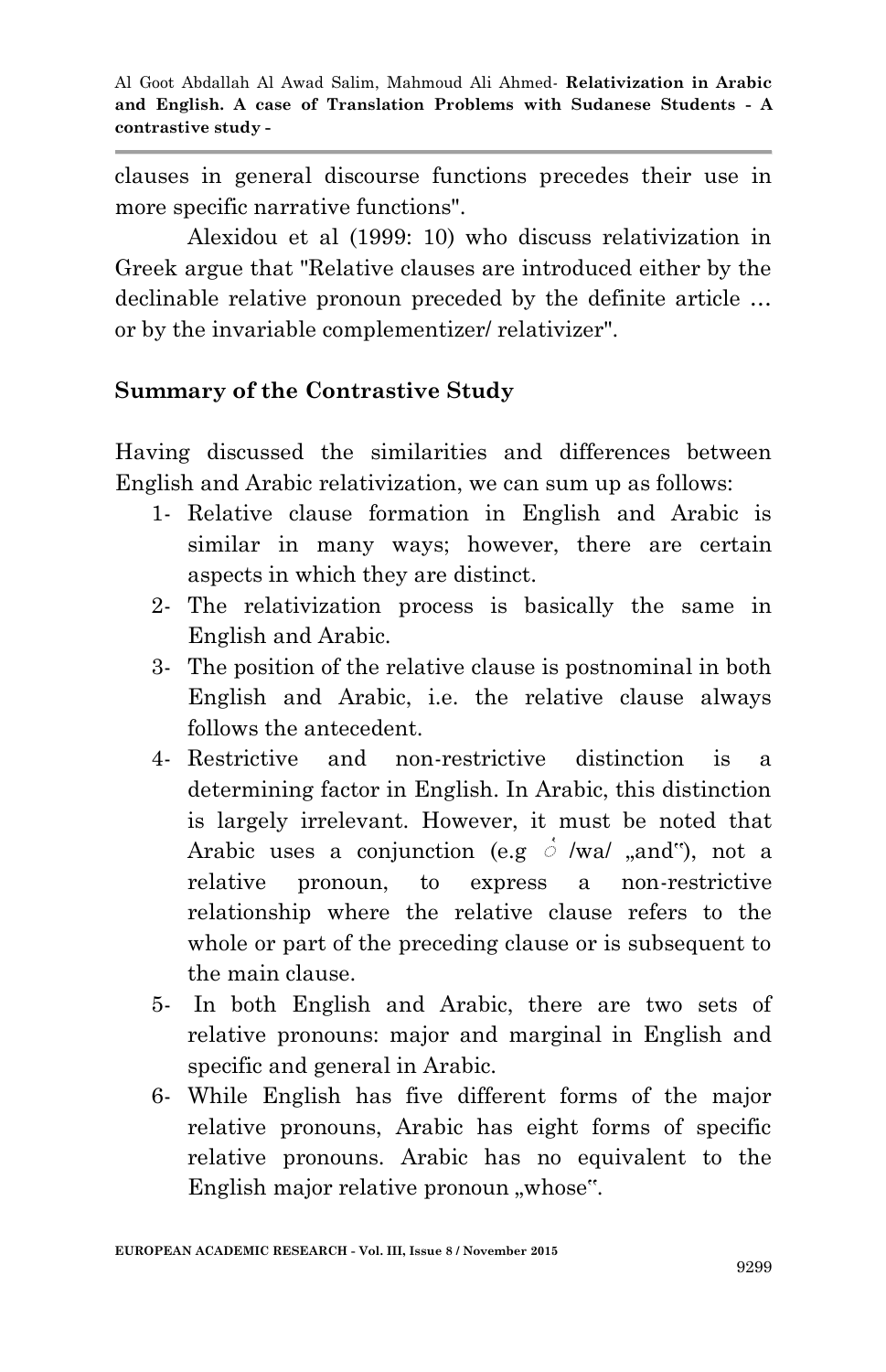clauses in general discourse functions precedes their use in more specific narrative functions".

Alexidou et al (1999: 10) who discuss relativization in Greek argue that "Relative clauses are introduced either by the declinable relative pronoun preceded by the definite article … or by the invariable complementizer/ relativizer".

## Summary of the Contrastive Study

Having discussed the similarities and differences between English and Arabic relativization, we can sum up as follows:

1. Relative clause formation in English and Arabic is similar in many ways; however, there are certain aspects in which they are distinct.
2. The relativization process is basically the same in English and Arabic.
3. The position of the relative clause is postnominal in both English and Arabic, i.e. the relative clause always follows the antecedent.
4. Restrictive and non-restrictive distinction is a determining factor in English. In Arabic, this distinction is largely irrelevant. However, it must be noted that Arabic uses a conjunction (e.g وَ /wa/ „and"), not a relative pronoun, to express a non-restrictive relationship where the relative clause refers to the whole or part of the preceding clause or is subsequent to the main clause.
5. In both English and Arabic, there are two sets of relative pronouns: major and marginal in English and specific and general in Arabic.
6. While English has five different forms of the major relative pronouns, Arabic has eight forms of specific relative pronouns. Arabic has no equivalent to the English major relative pronoun „whose".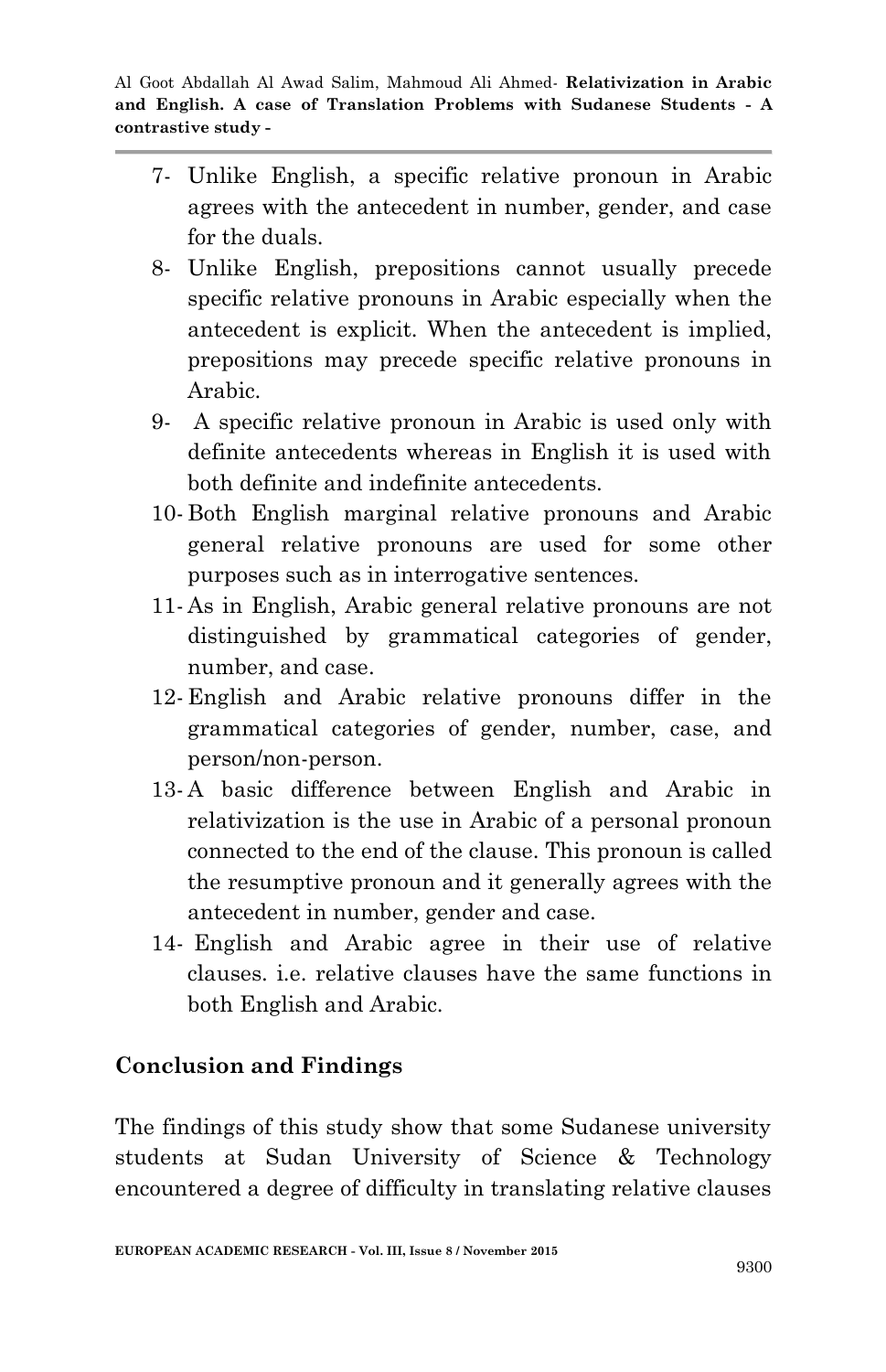7- Unlike English, a specific relative pronoun in Arabic agrees with the antecedent in number, gender, and case for the duals.
8- Unlike English, prepositions cannot usually precede specific relative pronouns in Arabic especially when the antecedent is explicit. When the antecedent is implied, prepositions may precede specific relative pronouns in Arabic.
9- A specific relative pronoun in Arabic is used only with definite antecedents whereas in English it is used with both definite and indefinite antecedents.
10- Both English marginal relative pronouns and Arabic general relative pronouns are used for some other purposes such as in interrogative sentences.
11- As in English, Arabic general relative pronouns are not distinguished by grammatical categories of gender, number, and case.
12- English and Arabic relative pronouns differ in the grammatical categories of gender, number, case, and person/non-person.
13- A basic difference between English and Arabic in relativization is the use in Arabic of a personal pronoun connected to the end of the clause. This pronoun is called the resumptive pronoun and it generally agrees with the antecedent in number, gender and case.
14- English and Arabic agree in their use of relative clauses. i.e. relative clauses have the same functions in both English and Arabic.

## Conclusion and Findings

The findings of this study show that some Sudanese university students at Sudan University of Science & Technology encountered a degree of difficulty in translating relative clauses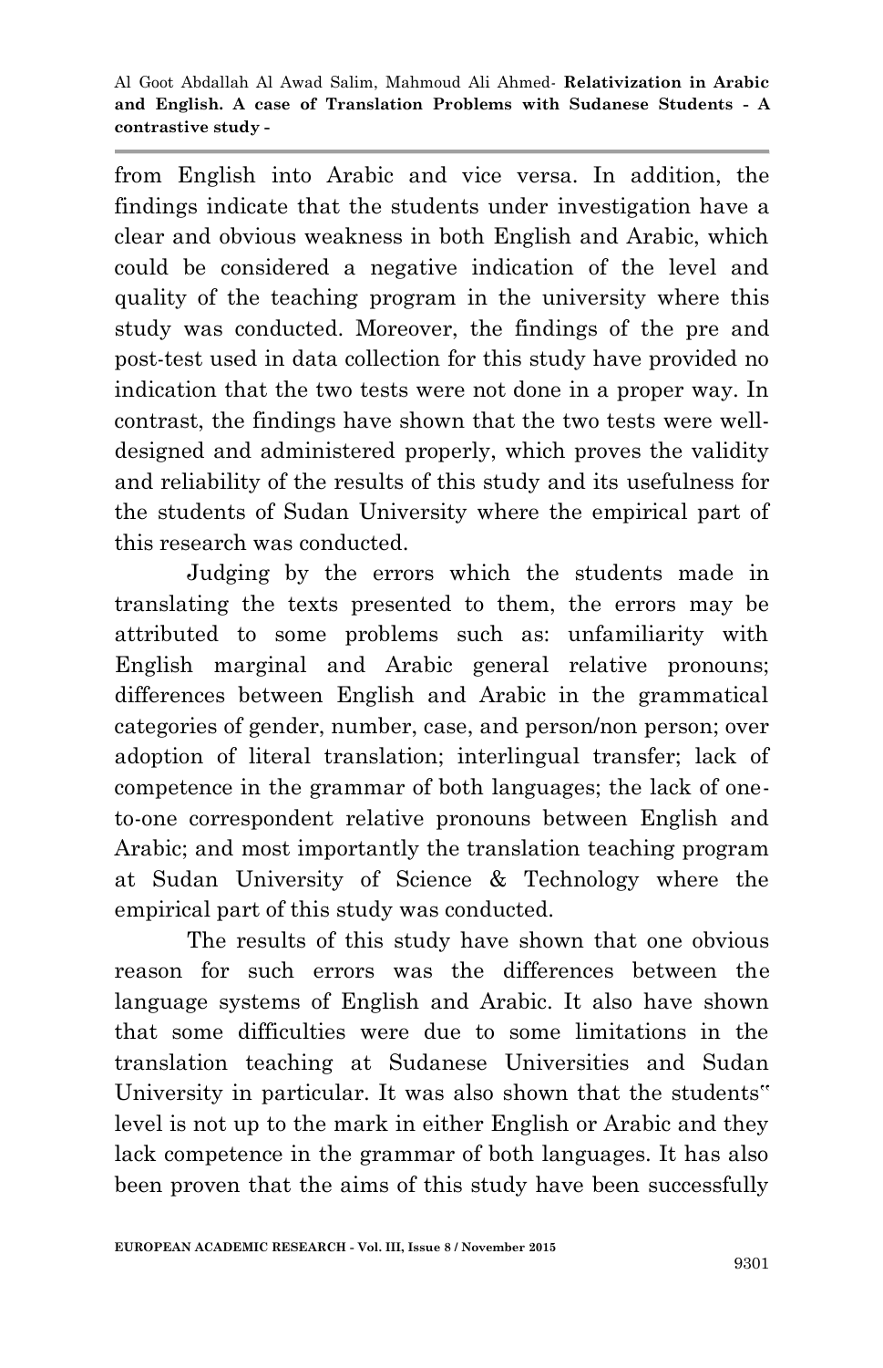from English into Arabic and vice versa. In addition, the findings indicate that the students under investigation have a clear and obvious weakness in both English and Arabic, which could be considered a negative indication of the level and quality of the teaching program in the university where this study was conducted. Moreover, the findings of the pre and post-test used in data collection for this study have provided no indication that the two tests were not done in a proper way. In contrast, the findings have shown that the two tests were well-designed and administered properly, which proves the validity and reliability of the results of this study and its usefulness for the students of Sudan University where the empirical part of this research was conducted.

Judging by the errors which the students made in translating the texts presented to them, the errors may be attributed to some problems such as: unfamiliarity with English marginal and Arabic general relative pronouns; differences between English and Arabic in the grammatical categories of gender, number, case, and person/non person; over adoption of literal translation; interlingual transfer; lack of competence in the grammar of both languages; the lack of one-to-one correspondent relative pronouns between English and Arabic; and most importantly the translation teaching program at Sudan University of Science & Technology where the empirical part of this study was conducted.

The results of this study have shown that one obvious reason for such errors was the differences between the language systems of English and Arabic. It also have shown that some difficulties were due to some limitations in the translation teaching at Sudanese Universities and Sudan University in particular. It was also shown that the students" level is not up to the mark in either English or Arabic and they lack competence in the grammar of both languages. It has also been proven that the aims of this study have been successfully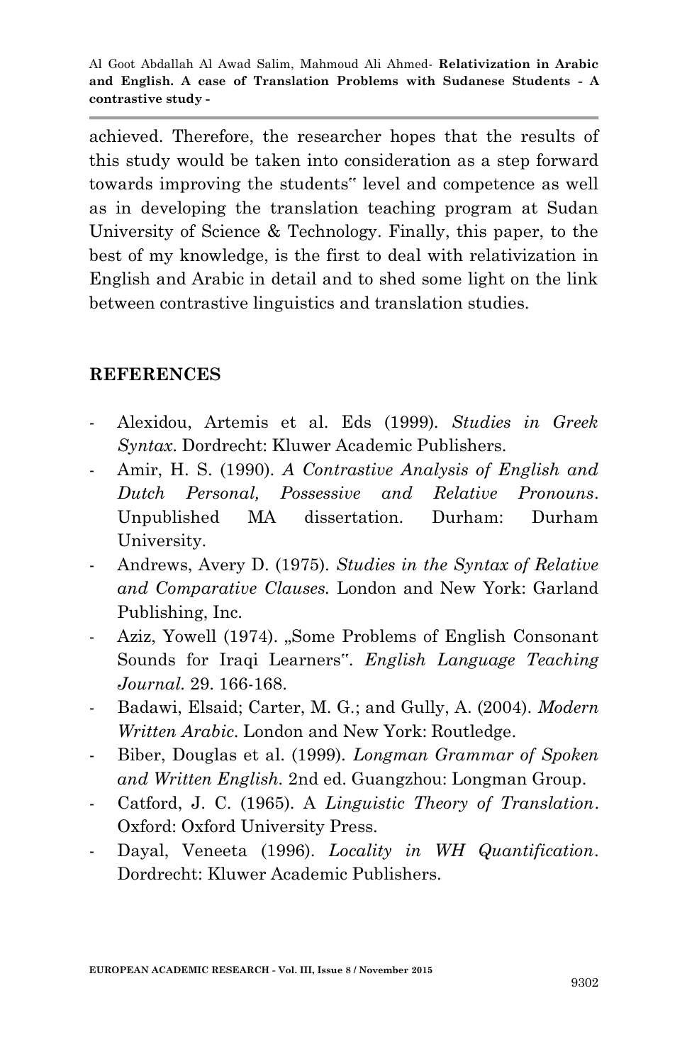achieved. Therefore, the researcher hopes that the results of this study would be taken into consideration as a step forward towards improving the students" level and competence as well as in developing the translation teaching program at Sudan University of Science & Technology. Finally, this paper, to the best of my knowledge, is the first to deal with relativization in English and Arabic in detail and to shed some light on the link between contrastive linguistics and translation studies.

## REFERENCES

- Alexidou, Artemis et al. Eds (1999). *Studies in Greek Syntax*. Dordrecht: Kluwer Academic Publishers.
- Amir, H. S. (1990). *A Contrastive Analysis of English and Dutch Personal, Possessive and Relative Pronouns*. Unpublished MA dissertation. Durham: Durham University.
- Andrews, Avery D. (1975). *Studies in the Syntax of Relative and Comparative Clauses.* London and New York: Garland Publishing, Inc.
- Aziz, Yowell (1974). „Some Problems of English Consonant Sounds for Iraqi Learners". *English Language Teaching Journal.* 29. 166-168.
- Badawi, Elsaid; Carter, M. G.; and Gully, A. (2004). *Modern Written Arabic*. London and New York: Routledge.
- Biber, Douglas et al. (1999). *Longman Grammar of Spoken and Written English.* 2nd ed. Guangzhou: Longman Group.
- Catford, J. C. (1965). A *Linguistic Theory of Translation*. Oxford: Oxford University Press.
- Dayal, Veneeta (1996). *Locality in WH Quantification*. Dordrecht: Kluwer Academic Publishers.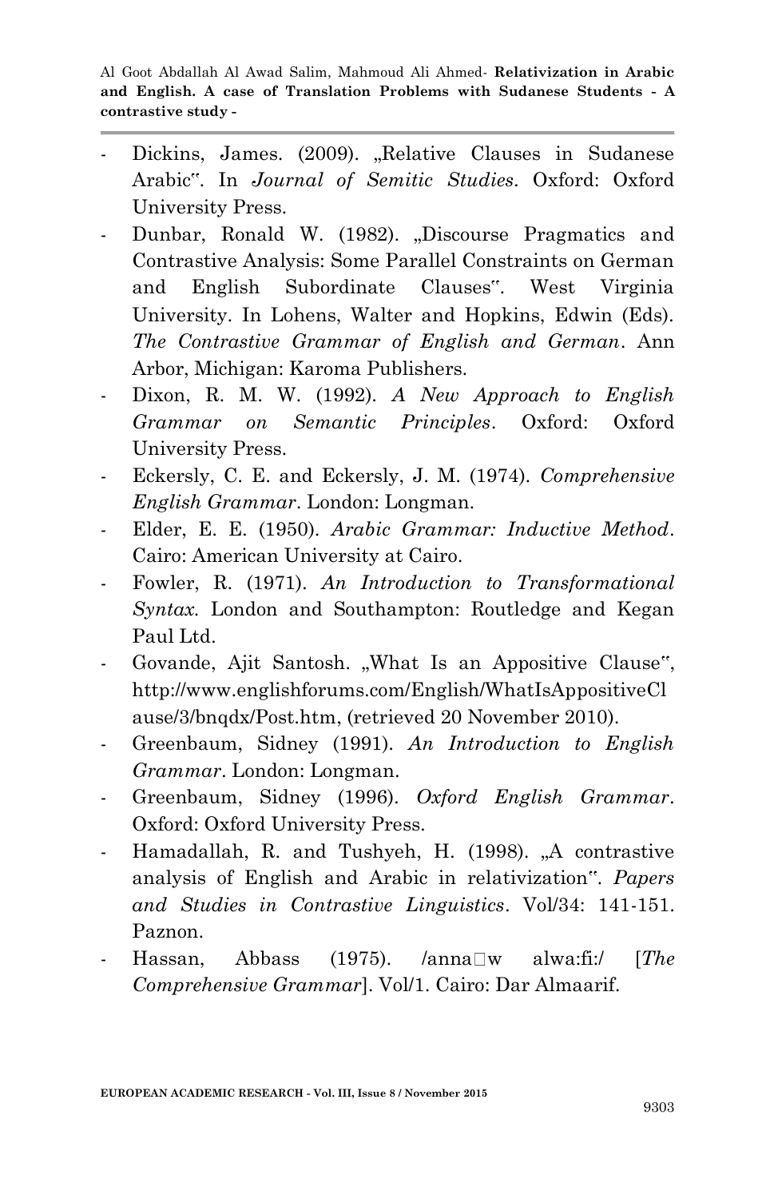- Dickins, James. (2009). „Relative Clauses in Sudanese Arabic". In *Journal of Semitic Studies*. Oxford: Oxford University Press.
- Dunbar, Ronald W. (1982). „Discourse Pragmatics and Contrastive Analysis: Some Parallel Constraints on German and English Subordinate Clauses". West Virginia University. In Lohens, Walter and Hopkins, Edwin (Eds). *The Contrastive Grammar of English and German*. Ann Arbor, Michigan: Karoma Publishers.
- Dixon, R. M. W. (1992). *A New Approach to English Grammar on Semantic Principles*. Oxford: Oxford University Press.
- Eckersly, C. E. and Eckersly, J. M. (1974). *Comprehensive English Grammar*. London: Longman.
- Elder, E. E. (1950). *Arabic Grammar: Inductive Method*. Cairo: American University at Cairo.
- Fowler, R. (1971). *An Introduction to Transformational Syntax.* London and Southampton: Routledge and Kegan Paul Ltd.
- Govande, Ajit Santosh. „What Is an Appositive Clause", http://www.englishforums.com/English/WhatIsAppositiveClause/3/bnqdx/Post.htm, (retrieved 20 November 2010).
- Greenbaum, Sidney (1991). *An Introduction to English Grammar*. London: Longman.
- Greenbaum, Sidney (1996). *Oxford English Grammar*. Oxford: Oxford University Press.
- Hamadallah, R. and Tushyeh, H. (1998). „A contrastive analysis of English and Arabic in relativization". *Papers and Studies in Contrastive Linguistics*. Vol/34: 141-151. Paznon.
- Hassan, Abbass (1975). /anna□w alwa:fi:/ [*The Comprehensive Grammar*]. Vol/1. Cairo: Dar Almaarif.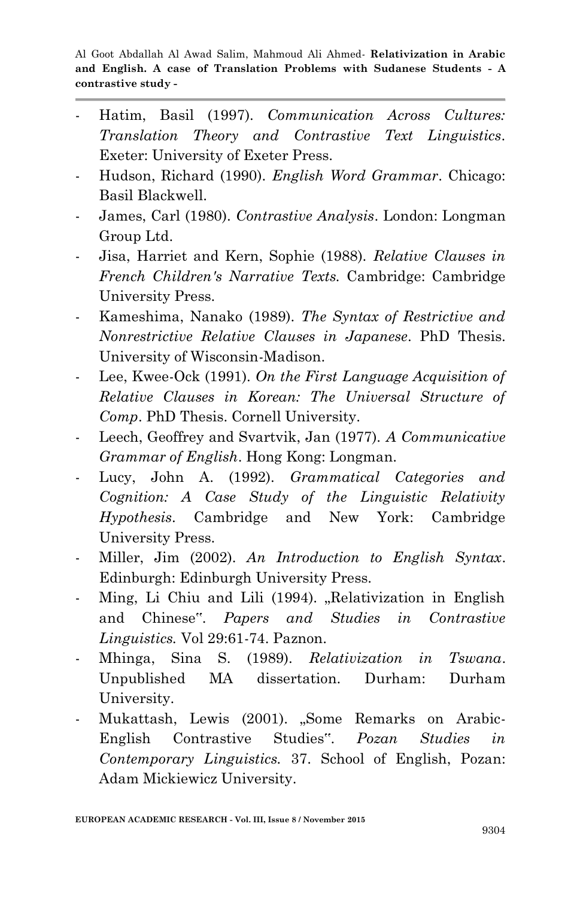- Hatim, Basil (1997). *Communication Across Cultures: Translation Theory and Contrastive Text Linguistics*. Exeter: University of Exeter Press.
- Hudson, Richard (1990). *English Word Grammar*. Chicago: Basil Blackwell.
- James, Carl (1980). *Contrastive Analysis*. London: Longman Group Ltd.
- Jisa, Harriet and Kern, Sophie (1988). *Relative Clauses in French Children's Narrative Texts.* Cambridge: Cambridge University Press.
- Kameshima, Nanako (1989). *The Syntax of Restrictive and Nonrestrictive Relative Clauses in Japanese*. PhD Thesis. University of Wisconsin-Madison.
- Lee, Kwee-Ock (1991). *On the First Language Acquisition of Relative Clauses in Korean: The Universal Structure of Comp*. PhD Thesis. Cornell University.
- Leech, Geoffrey and Svartvik, Jan (1977). *A Communicative Grammar of English*. Hong Kong: Longman.
- Lucy, John A. (1992). *Grammatical Categories and Cognition: A Case Study of the Linguistic Relativity Hypothesis*. Cambridge and New York: Cambridge University Press.
- Miller, Jim (2002). *An Introduction to English Syntax*. Edinburgh: Edinburgh University Press.
- Ming, Li Chiu and Lili (1994). „Relativization in English and Chinese". *Papers and Studies in Contrastive Linguistics.* Vol 29:61-74. Paznon.
- Mhinga, Sina S. (1989). *Relativization in Tswana*. Unpublished MA dissertation. Durham: Durham University.
- Mukattash, Lewis (2001). „Some Remarks on Arabic-English Contrastive Studies". *Pozan Studies in Contemporary Linguistics.* 37. School of English, Pozan: Adam Mickiewicz University.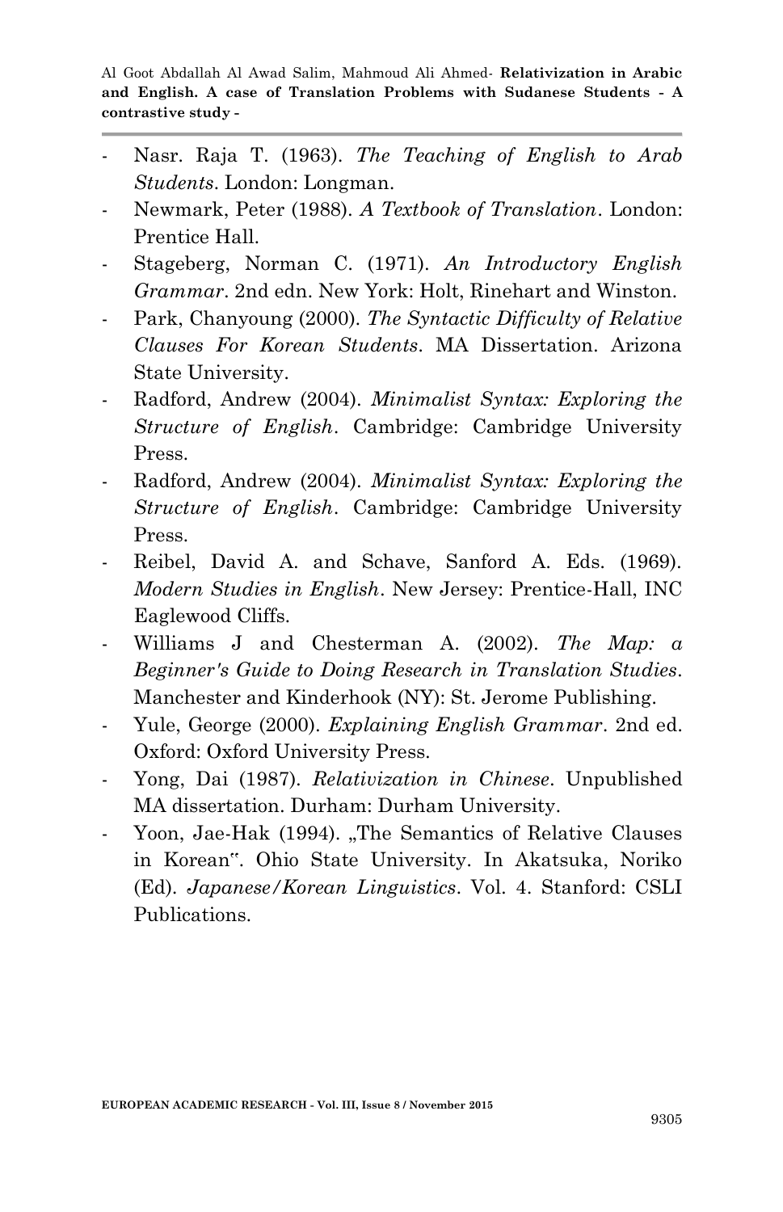- Nasr. Raja T. (1963). *The Teaching of English to Arab Students*. London: Longman.
- Newmark, Peter (1988). *A Textbook of Translation*. London: Prentice Hall.
- Stageberg, Norman C. (1971). *An Introductory English Grammar*. 2nd edn. New York: Holt, Rinehart and Winston.
- Park, Chanyoung (2000). *The Syntactic Difficulty of Relative Clauses For Korean Students*. MA Dissertation. Arizona State University.
- Radford, Andrew (2004). *Minimalist Syntax: Exploring the Structure of English*. Cambridge: Cambridge University Press.
- Radford, Andrew (2004). *Minimalist Syntax: Exploring the Structure of English*. Cambridge: Cambridge University Press.
- Reibel, David A. and Schave, Sanford A. Eds. (1969). *Modern Studies in English*. New Jersey: Prentice-Hall, INC Eaglewood Cliffs.
- Williams J and Chesterman A. (2002). *The Map: a Beginner's Guide to Doing Research in Translation Studies*. Manchester and Kinderhook (NY): St. Jerome Publishing.
- Yule, George (2000). *Explaining English Grammar*. 2nd ed. Oxford: Oxford University Press.
- Yong, Dai (1987). *Relativization in Chinese*. Unpublished MA dissertation. Durham: Durham University.
- Yoon, Jae-Hak (1994). „The Semantics of Relative Clauses in Korean". Ohio State University. In Akatsuka, Noriko (Ed). *Japanese/Korean Linguistics*. Vol. 4. Stanford: CSLI Publications.